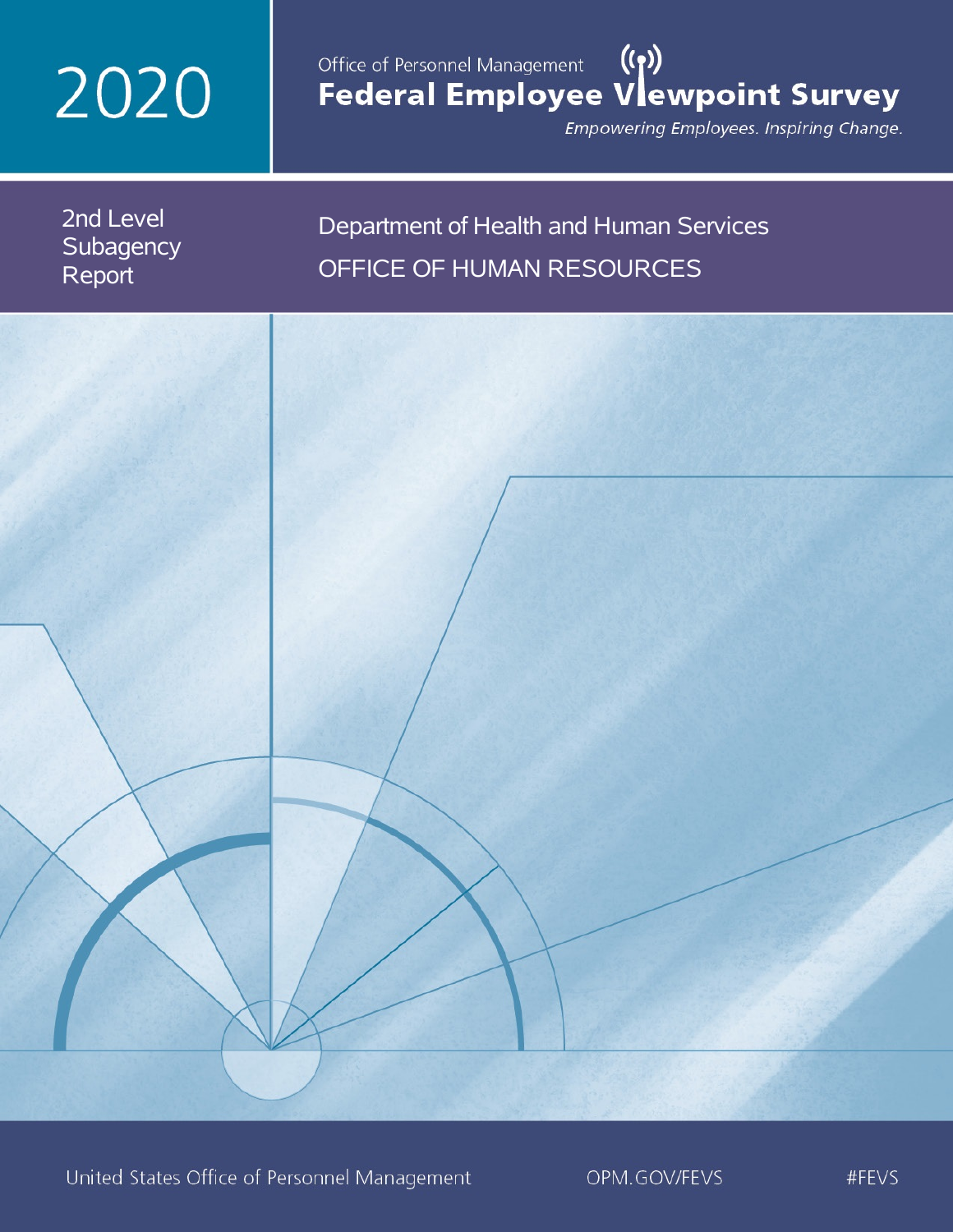# 2020

Office of Personnel Management

# Federal Employee Viewpoint Survey

*Empowering Employees. Inspiring Change.*

2nd Level Subagency Report

## Department of Health and Human Services

## OFFICE OF HUMAN RESOURCES

United States Office of Personnel Management

OPM.GOV/FEVS

#FEVS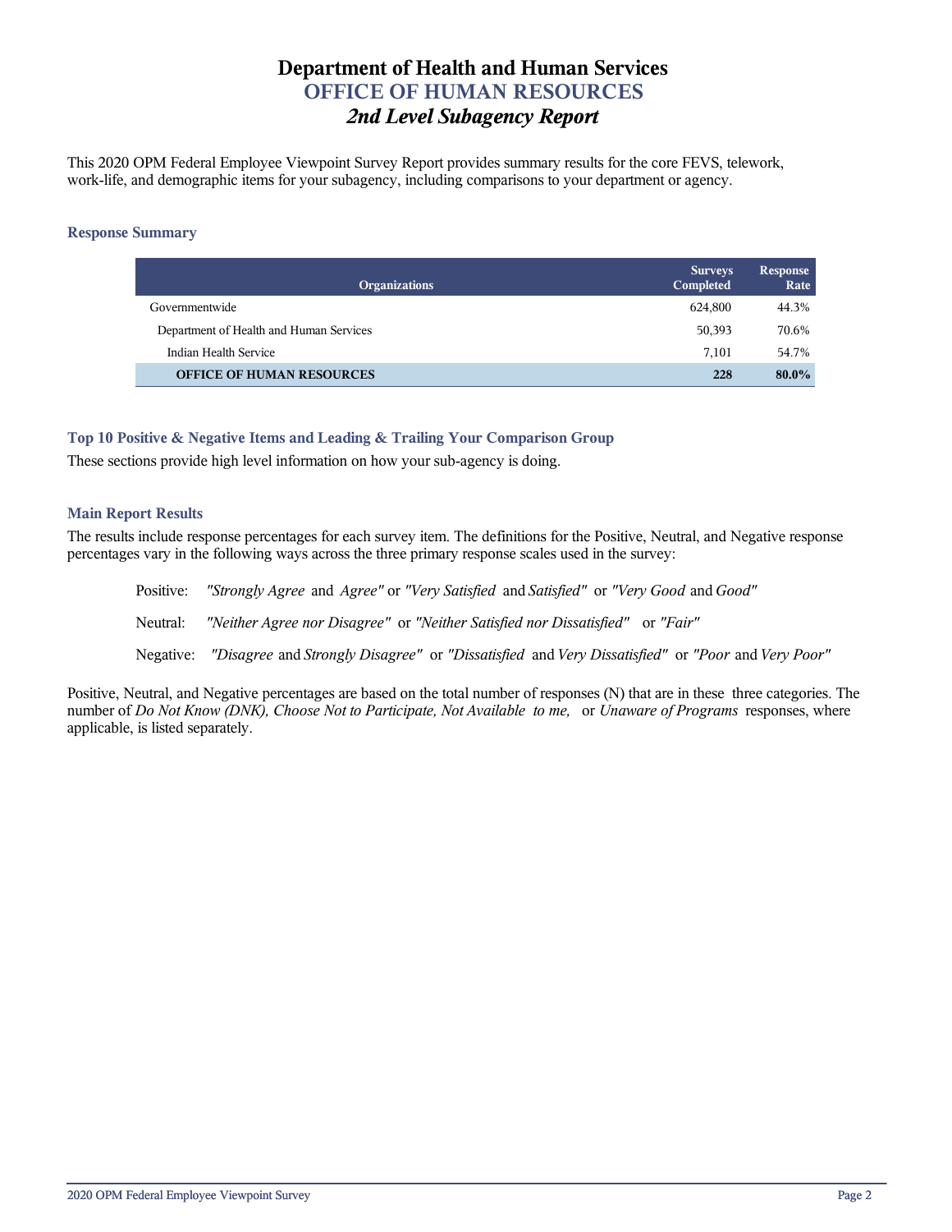# Department of Health and Human Services
## OFFICE OF HUMAN RESOURCES
### *2nd Level Subagency Report*

This 2020 OPM Federal Employee Viewpoint Survey Report provides summary results for the core FEVS, telework, work-life, and demographic items for your subagency, including comparisons to your department or agency.

#### Response Summary

| Organizations | Surveys Completed | Response Rate |
|---|---|---|
| Governmentwide | 624,800 | 44.3% |
| Department of Health and Human Services | 50,393 | 70.6% |
| Indian Health Service | 7,101 | 54.7% |
| **OFFICE OF HUMAN RESOURCES** | **228** | **80.0%** |

#### Top 10 Positive & Negative Items and Leading & Trailing Your Comparison Group

These sections provide high level information on how your sub-agency is doing.

#### Main Report Results

The results include response percentages for each survey item. The definitions for the Positive, Neutral, and Negative response percentages vary in the following ways across the three primary response scales used in the survey:

Positive: *"Strongly Agree* and *Agree"* or *"Very Satisfied* and *Satisfied"* or *"Very Good* and *Good"*

Neutral: *"Neither Agree nor Disagree"* or *"Neither Satisfied nor Dissatisfied"* or *"Fair"*

Negative: *"Disagree* and *Strongly Disagree"* or *"Dissatisfied* and *Very Dissatisfied"* or *"Poor* and *Very Poor"*

Positive, Neutral, and Negative percentages are based on the total number of responses (N) that are in these three categories. The number of *Do Not Know (DNK), Choose Not to Participate, Not Available to me,* or *Unaware of Programs* responses, where applicable, is listed separately.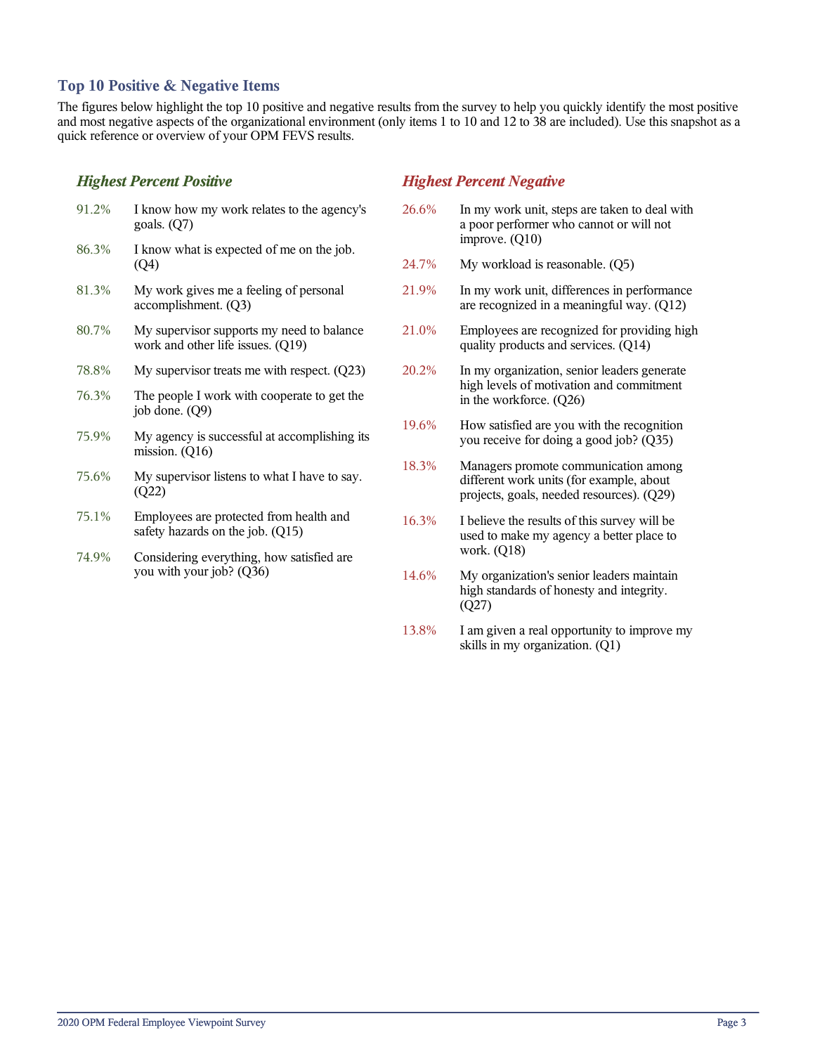## Top 10 Positive & Negative Items

The figures below highlight the top 10 positive and negative results from the survey to help you quickly identify the most positive and most negative aspects of the organizational environment (only items 1 to 10 and 12 to 38 are included). Use this snapshot as a quick reference or overview of your OPM FEVS results.

### *Highest Percent Positive*

| | |
|---|---|
| 91.2% | I know how my work relates to the agency's goals. (Q7) |
| 86.3% | I know what is expected of me on the job. (Q4) |
| 81.3% | My work gives me a feeling of personal accomplishment. (Q3) |
| 80.7% | My supervisor supports my need to balance work and other life issues. (Q19) |
| 78.8% | My supervisor treats me with respect. (Q23) |
| 76.3% | The people I work with cooperate to get the job done. (Q9) |
| 75.9% | My agency is successful at accomplishing its mission. (Q16) |
| 75.6% | My supervisor listens to what I have to say. (Q22) |
| 75.1% | Employees are protected from health and safety hazards on the job. (Q15) |
| 74.9% | Considering everything, how satisfied are you with your job? (Q36) |

### *Highest Percent Negative*

| | |
|---|---|
| 26.6% | In my work unit, steps are taken to deal with a poor performer who cannot or will not improve. (Q10) |
| 24.7% | My workload is reasonable. (Q5) |
| 21.9% | In my work unit, differences in performance are recognized in a meaningful way. (Q12) |
| 21.0% | Employees are recognized for providing high quality products and services. (Q14) |
| 20.2% | In my organization, senior leaders generate high levels of motivation and commitment in the workforce. (Q26) |
| 19.6% | How satisfied are you with the recognition you receive for doing a good job? (Q35) |
| 18.3% | Managers promote communication among different work units (for example, about projects, goals, needed resources). (Q29) |
| 16.3% | I believe the results of this survey will be used to make my agency a better place to work. (Q18) |
| 14.6% | My organization's senior leaders maintain high standards of honesty and integrity. (Q27) |
| 13.8% | I am given a real opportunity to improve my skills in my organization. (Q1) |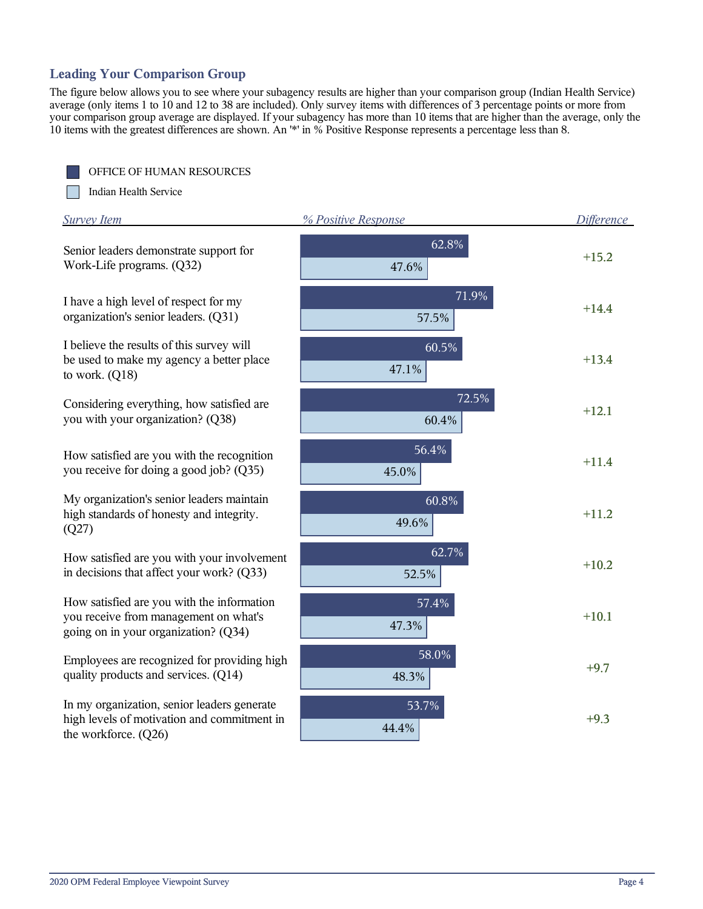## Leading Your Comparison Group

The figure below allows you to see where your subagency results are higher than your comparison group (Indian Health Service) average (only items 1 to 10 and 12 to 38 are included). Only survey items with differences of 3 percentage points or more from your comparison group average are displayed. If your subagency has more than 10 items that are higher than the average, only the 10 items with the greatest differences are shown. An '*' in % Positive Response represents a percentage less than 8.

| Survey Item | OFFICE OF HUMAN RESOURCES % Positive Response | Indian Health Service % Positive Response | Difference |
|---|---|---|---|
| Senior leaders demonstrate support for Work-Life programs. (Q32) | 62.8% | 47.6% | +15.2 |
| I have a high level of respect for my organization's senior leaders. (Q31) | 71.9% | 57.5% | +14.4 |
| I believe the results of this survey will be used to make my agency a better place to work. (Q18) | 60.5% | 47.1% | +13.4 |
| Considering everything, how satisfied are you with your organization? (Q38) | 72.5% | 60.4% | +12.1 |
| How satisfied are you with the recognition you receive for doing a good job? (Q35) | 56.4% | 45.0% | +11.4 |
| My organization's senior leaders maintain high standards of honesty and integrity. (Q27) | 60.8% | 49.6% | +11.2 |
| How satisfied are you with your involvement in decisions that affect your work? (Q33) | 62.7% | 52.5% | +10.2 |
| How satisfied are you with the information you receive from management on what's going on in your organization? (Q34) | 57.4% | 47.3% | +10.1 |
| Employees are recognized for providing high quality products and services. (Q14) | 58.0% | 48.3% | +9.7 |
| In my organization, senior leaders generate high levels of motivation and commitment in the workforce. (Q26) | 53.7% | 44.4% | +9.3 |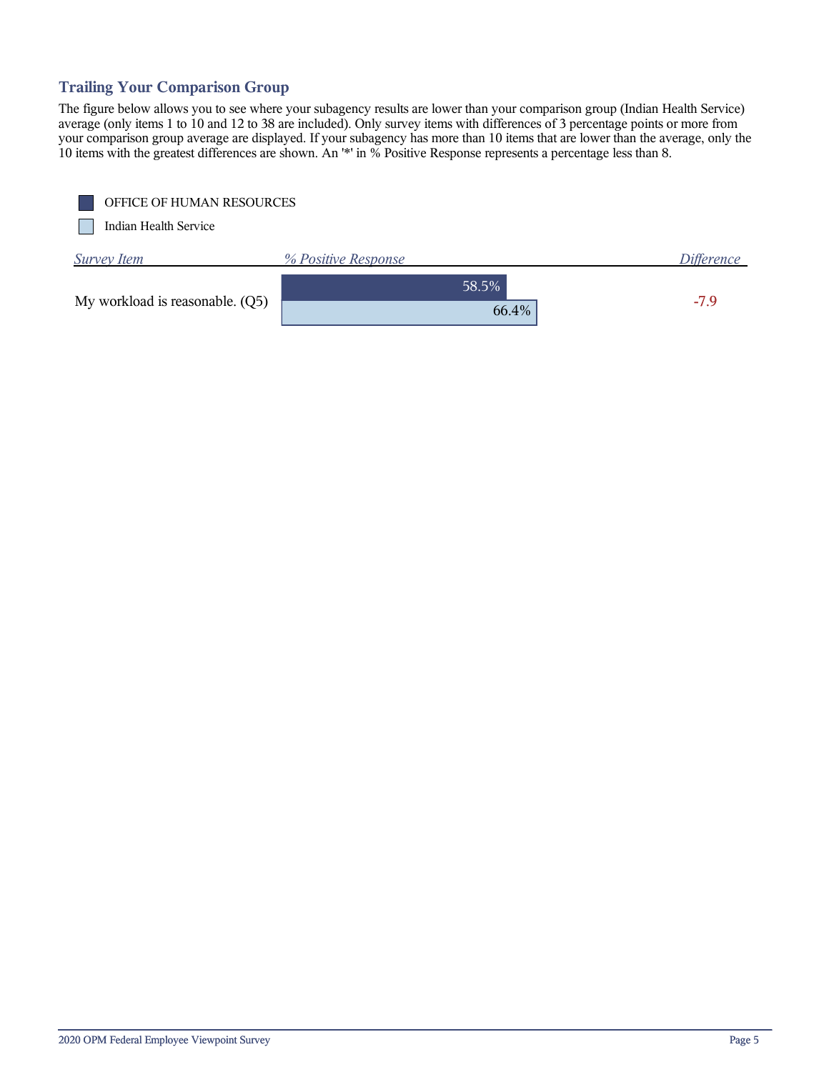## Trailing Your Comparison Group

The figure below allows you to see where your subagency results are lower than your comparison group (Indian Health Service) average (only items 1 to 10 and 12 to 38 are included). Only survey items with differences of 3 percentage points or more from your comparison group average are displayed. If your subagency has more than 10 items that are lower than the average, only the 10 items with the greatest differences are shown. An '*' in % Positive Response represents a percentage less than 8.

| Survey Item | % Positive Response: OFFICE OF HUMAN RESOURCES | % Positive Response: Indian Health Service | Difference |
|---|---|---|---|
| My workload is reasonable. (Q5) | 58.5% | 66.4% | -7.9 |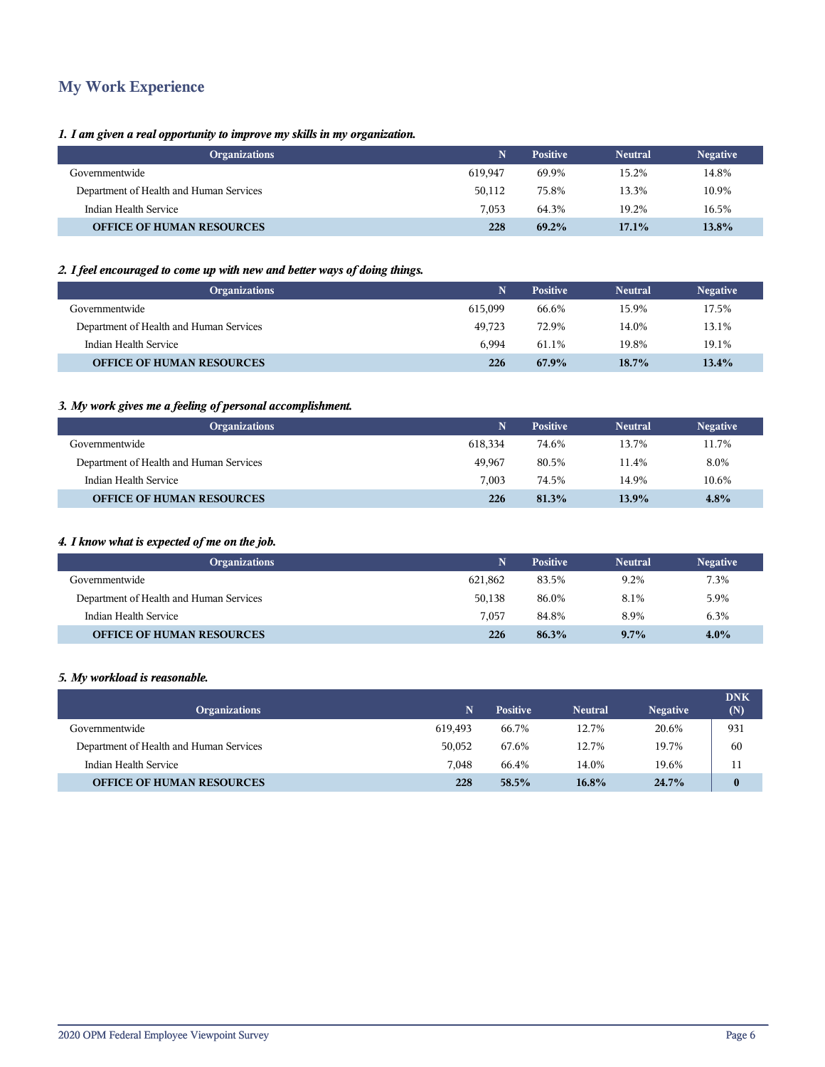## My Work Experience

*1. I am given a real opportunity to improve my skills in my organization.*

| Organizations | N | Positive | Neutral | Negative |
|---|---|---|---|---|
| Governmentwide | 619,947 | 69.9% | 15.2% | 14.8% |
| Department of Health and Human Services | 50,112 | 75.8% | 13.3% | 10.9% |
| Indian Health Service | 7,053 | 64.3% | 19.2% | 16.5% |
| **OFFICE OF HUMAN RESOURCES** | **228** | **69.2%** | **17.1%** | **13.8%** |

*2. I feel encouraged to come up with new and better ways of doing things.*

| Organizations | N | Positive | Neutral | Negative |
|---|---|---|---|---|
| Governmentwide | 615,099 | 66.6% | 15.9% | 17.5% |
| Department of Health and Human Services | 49,723 | 72.9% | 14.0% | 13.1% |
| Indian Health Service | 6,994 | 61.1% | 19.8% | 19.1% |
| **OFFICE OF HUMAN RESOURCES** | **226** | **67.9%** | **18.7%** | **13.4%** |

*3. My work gives me a feeling of personal accomplishment.*

| Organizations | N | Positive | Neutral | Negative |
|---|---|---|---|---|
| Governmentwide | 618,334 | 74.6% | 13.7% | 11.7% |
| Department of Health and Human Services | 49,967 | 80.5% | 11.4% | 8.0% |
| Indian Health Service | 7,003 | 74.5% | 14.9% | 10.6% |
| **OFFICE OF HUMAN RESOURCES** | **226** | **81.3%** | **13.9%** | **4.8%** |

*4. I know what is expected of me on the job.*

| Organizations | N | Positive | Neutral | Negative |
|---|---|---|---|---|
| Governmentwide | 621,862 | 83.5% | 9.2% | 7.3% |
| Department of Health and Human Services | 50,138 | 86.0% | 8.1% | 5.9% |
| Indian Health Service | 7,057 | 84.8% | 8.9% | 6.3% |
| **OFFICE OF HUMAN RESOURCES** | **226** | **86.3%** | **9.7%** | **4.0%** |

*5. My workload is reasonable.*

| Organizations | N | Positive | Neutral | Negative | DNK (N) |
|---|---|---|---|---|---|
| Governmentwide | 619,493 | 66.7% | 12.7% | 20.6% | 931 |
| Department of Health and Human Services | 50,052 | 67.6% | 12.7% | 19.7% | 60 |
| Indian Health Service | 7,048 | 66.4% | 14.0% | 19.6% | 11 |
| **OFFICE OF HUMAN RESOURCES** | **228** | **58.5%** | **16.8%** | **24.7%** | **0** |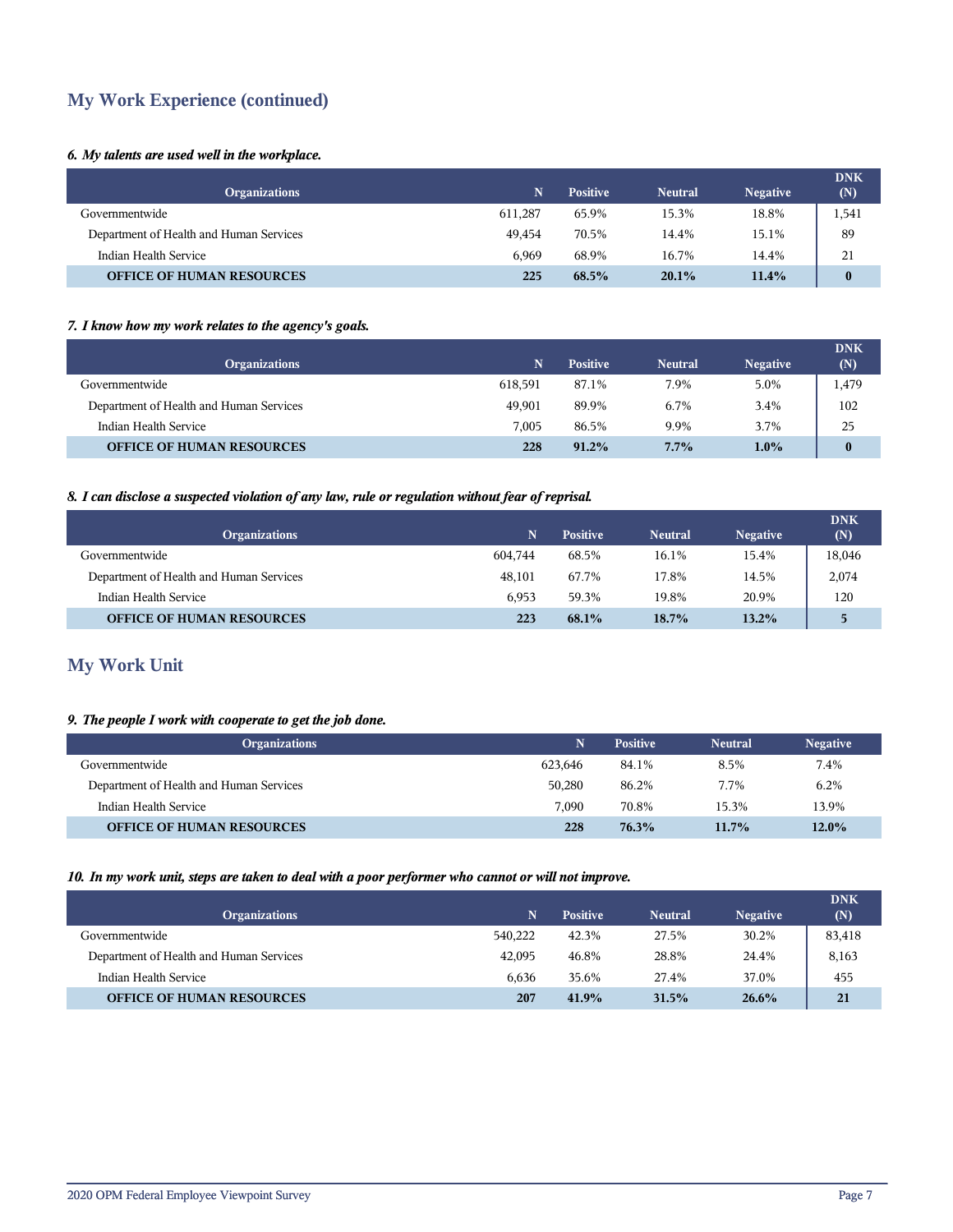## My Work Experience (continued)

### *6. My talents are used well in the workplace.*

| Organizations | N | Positive | Neutral | Negative | DNK (N) |
|---|---|---|---|---|---|
| Governmentwide | 611,287 | 65.9% | 15.3% | 18.8% | 1,541 |
| Department of Health and Human Services | 49,454 | 70.5% | 14.4% | 15.1% | 89 |
| Indian Health Service | 6,969 | 68.9% | 16.7% | 14.4% | 21 |
| **OFFICE OF HUMAN RESOURCES** | **225** | **68.5%** | **20.1%** | **11.4%** | **0** |

### *7. I know how my work relates to the agency's goals.*

| Organizations | N | Positive | Neutral | Negative | DNK (N) |
|---|---|---|---|---|---|
| Governmentwide | 618,591 | 87.1% | 7.9% | 5.0% | 1,479 |
| Department of Health and Human Services | 49,901 | 89.9% | 6.7% | 3.4% | 102 |
| Indian Health Service | 7,005 | 86.5% | 9.9% | 3.7% | 25 |
| **OFFICE OF HUMAN RESOURCES** | **228** | **91.2%** | **7.7%** | **1.0%** | **0** |

### *8. I can disclose a suspected violation of any law, rule or regulation without fear of reprisal.*

| Organizations | N | Positive | Neutral | Negative | DNK (N) |
|---|---|---|---|---|---|
| Governmentwide | 604,744 | 68.5% | 16.1% | 15.4% | 18,046 |
| Department of Health and Human Services | 48,101 | 67.7% | 17.8% | 14.5% | 2,074 |
| Indian Health Service | 6,953 | 59.3% | 19.8% | 20.9% | 120 |
| **OFFICE OF HUMAN RESOURCES** | **223** | **68.1%** | **18.7%** | **13.2%** | **5** |

## My Work Unit

### *9. The people I work with cooperate to get the job done.*

| Organizations | N | Positive | Neutral | Negative |
|---|---|---|---|---|
| Governmentwide | 623,646 | 84.1% | 8.5% | 7.4% |
| Department of Health and Human Services | 50,280 | 86.2% | 7.7% | 6.2% |
| Indian Health Service | 7,090 | 70.8% | 15.3% | 13.9% |
| **OFFICE OF HUMAN RESOURCES** | **228** | **76.3%** | **11.7%** | **12.0%** |

### *10. In my work unit, steps are taken to deal with a poor performer who cannot or will not improve.*

| Organizations | N | Positive | Neutral | Negative | DNK (N) |
|---|---|---|---|---|---|
| Governmentwide | 540,222 | 42.3% | 27.5% | 30.2% | 83,418 |
| Department of Health and Human Services | 42,095 | 46.8% | 28.8% | 24.4% | 8,163 |
| Indian Health Service | 6,636 | 35.6% | 27.4% | 37.0% | 455 |
| **OFFICE OF HUMAN RESOURCES** | **207** | **41.9%** | **31.5%** | **26.6%** | **21** |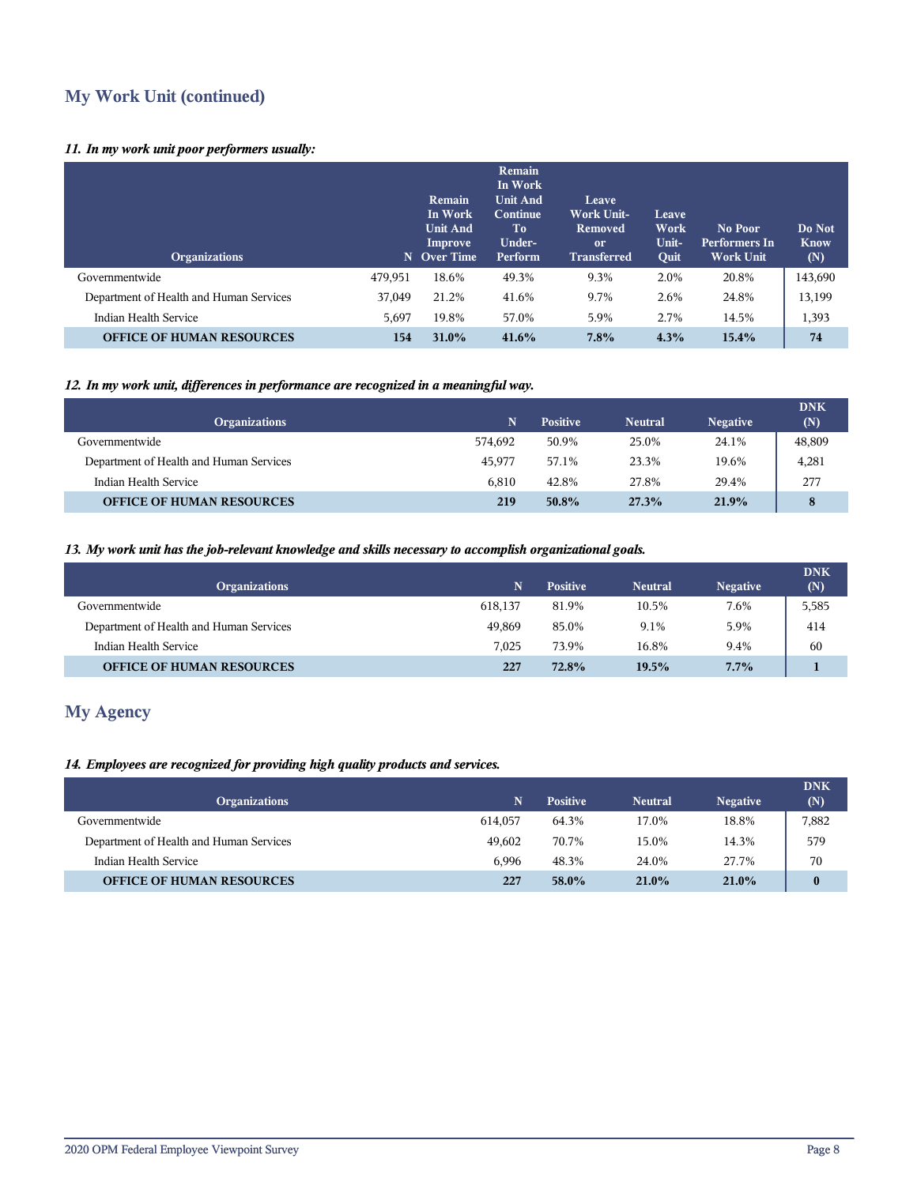## My Work Unit (continued)

*11. In my work unit poor performers usually:*

| Organizations | N | Remain In Work Unit And Improve Over Time | Remain In Work Unit And Continue To Under-Perform | Leave Work Unit- Removed or Transferred | Leave Work Unit- Quit | No Poor Performers In Work Unit | Do Not Know (N) |
|---|---|---|---|---|---|---|---|
| Governmentwide | 479,951 | 18.6% | 49.3% | 9.3% | 2.0% | 20.8% | 143,690 |
| Department of Health and Human Services | 37,049 | 21.2% | 41.6% | 9.7% | 2.6% | 24.8% | 13,199 |
| Indian Health Service | 5,697 | 19.8% | 57.0% | 5.9% | 2.7% | 14.5% | 1,393 |
| **OFFICE OF HUMAN RESOURCES** | **154** | **31.0%** | **41.6%** | **7.8%** | **4.3%** | **15.4%** | **74** |

*12. In my work unit, differences in performance are recognized in a meaningful way.*

| Organizations | N | Positive | Neutral | Negative | DNK (N) |
|---|---|---|---|---|---|
| Governmentwide | 574,692 | 50.9% | 25.0% | 24.1% | 48,809 |
| Department of Health and Human Services | 45,977 | 57.1% | 23.3% | 19.6% | 4,281 |
| Indian Health Service | 6,810 | 42.8% | 27.8% | 29.4% | 277 |
| **OFFICE OF HUMAN RESOURCES** | **219** | **50.8%** | **27.3%** | **21.9%** | **8** |

*13. My work unit has the job-relevant knowledge and skills necessary to accomplish organizational goals.*

| Organizations | N | Positive | Neutral | Negative | DNK (N) |
|---|---|---|---|---|---|
| Governmentwide | 618,137 | 81.9% | 10.5% | 7.6% | 5,585 |
| Department of Health and Human Services | 49,869 | 85.0% | 9.1% | 5.9% | 414 |
| Indian Health Service | 7,025 | 73.9% | 16.8% | 9.4% | 60 |
| **OFFICE OF HUMAN RESOURCES** | **227** | **72.8%** | **19.5%** | **7.7%** | **1** |

## My Agency

*14. Employees are recognized for providing high quality products and services.*

| Organizations | N | Positive | Neutral | Negative | DNK (N) |
|---|---|---|---|---|---|
| Governmentwide | 614,057 | 64.3% | 17.0% | 18.8% | 7,882 |
| Department of Health and Human Services | 49,602 | 70.7% | 15.0% | 14.3% | 579 |
| Indian Health Service | 6,996 | 48.3% | 24.0% | 27.7% | 70 |
| **OFFICE OF HUMAN RESOURCES** | **227** | **58.0%** | **21.0%** | **21.0%** | **0** |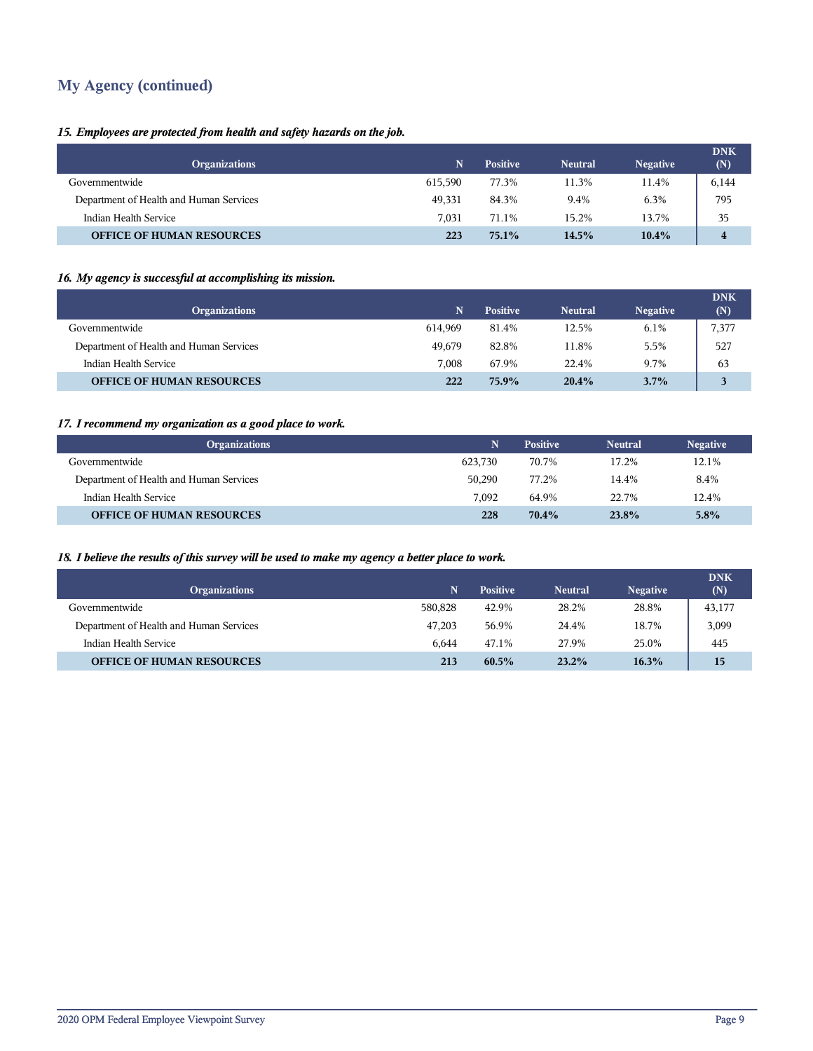## My Agency (continued)

*15. Employees are protected from health and safety hazards on the job.*

| Organizations | N | Positive | Neutral | Negative | DNK (N) |
|---|---|---|---|---|---|
| Governmentwide | 615,590 | 77.3% | 11.3% | 11.4% | 6,144 |
| Department of Health and Human Services | 49,331 | 84.3% | 9.4% | 6.3% | 795 |
| Indian Health Service | 7,031 | 71.1% | 15.2% | 13.7% | 35 |
| **OFFICE OF HUMAN RESOURCES** | **223** | **75.1%** | **14.5%** | **10.4%** | **4** |

*16. My agency is successful at accomplishing its mission.*

| Organizations | N | Positive | Neutral | Negative | DNK (N) |
|---|---|---|---|---|---|
| Governmentwide | 614,969 | 81.4% | 12.5% | 6.1% | 7,377 |
| Department of Health and Human Services | 49,679 | 82.8% | 11.8% | 5.5% | 527 |
| Indian Health Service | 7,008 | 67.9% | 22.4% | 9.7% | 63 |
| **OFFICE OF HUMAN RESOURCES** | **222** | **75.9%** | **20.4%** | **3.7%** | **3** |

*17. I recommend my organization as a good place to work.*

| Organizations | N | Positive | Neutral | Negative |
|---|---|---|---|---|
| Governmentwide | 623,730 | 70.7% | 17.2% | 12.1% |
| Department of Health and Human Services | 50,290 | 77.2% | 14.4% | 8.4% |
| Indian Health Service | 7,092 | 64.9% | 22.7% | 12.4% |
| **OFFICE OF HUMAN RESOURCES** | **228** | **70.4%** | **23.8%** | **5.8%** |

*18. I believe the results of this survey will be used to make my agency a better place to work.*

| Organizations | N | Positive | Neutral | Negative | DNK (N) |
|---|---|---|---|---|---|
| Governmentwide | 580,828 | 42.9% | 28.2% | 28.8% | 43,177 |
| Department of Health and Human Services | 47,203 | 56.9% | 24.4% | 18.7% | 3,099 |
| Indian Health Service | 6,644 | 47.1% | 27.9% | 25.0% | 445 |
| **OFFICE OF HUMAN RESOURCES** | **213** | **60.5%** | **23.2%** | **16.3%** | **15** |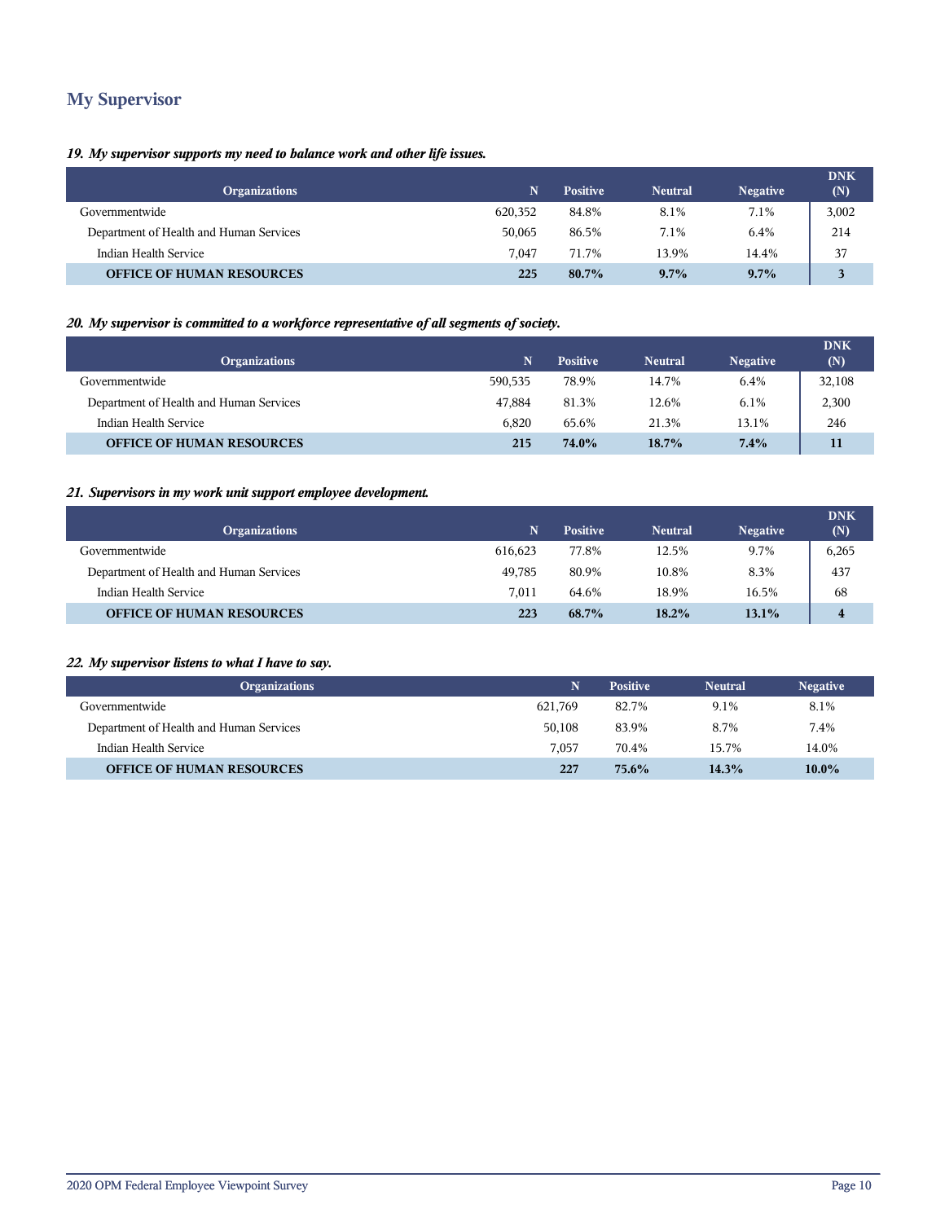## My Supervisor

### *19. My supervisor supports my need to balance work and other life issues.*

| Organizations | N | Positive | Neutral | Negative | DNK (N) |
|---|---|---|---|---|---|
| Governmentwide | 620,352 | 84.8% | 8.1% | 7.1% | 3,002 |
| Department of Health and Human Services | 50,065 | 86.5% | 7.1% | 6.4% | 214 |
| Indian Health Service | 7,047 | 71.7% | 13.9% | 14.4% | 37 |
| **OFFICE OF HUMAN RESOURCES** | **225** | **80.7%** | **9.7%** | **9.7%** | **3** |

### *20. My supervisor is committed to a workforce representative of all segments of society.*

| Organizations | N | Positive | Neutral | Negative | DNK (N) |
|---|---|---|---|---|---|
| Governmentwide | 590,535 | 78.9% | 14.7% | 6.4% | 32,108 |
| Department of Health and Human Services | 47,884 | 81.3% | 12.6% | 6.1% | 2,300 |
| Indian Health Service | 6,820 | 65.6% | 21.3% | 13.1% | 246 |
| **OFFICE OF HUMAN RESOURCES** | **215** | **74.0%** | **18.7%** | **7.4%** | **11** |

### *21. Supervisors in my work unit support employee development.*

| Organizations | N | Positive | Neutral | Negative | DNK (N) |
|---|---|---|---|---|---|
| Governmentwide | 616,623 | 77.8% | 12.5% | 9.7% | 6,265 |
| Department of Health and Human Services | 49,785 | 80.9% | 10.8% | 8.3% | 437 |
| Indian Health Service | 7,011 | 64.6% | 18.9% | 16.5% | 68 |
| **OFFICE OF HUMAN RESOURCES** | **223** | **68.7%** | **18.2%** | **13.1%** | **4** |

### *22. My supervisor listens to what I have to say.*

| Organizations | N | Positive | Neutral | Negative |
|---|---|---|---|---|
| Governmentwide | 621,769 | 82.7% | 9.1% | 8.1% |
| Department of Health and Human Services | 50,108 | 83.9% | 8.7% | 7.4% |
| Indian Health Service | 7,057 | 70.4% | 15.7% | 14.0% |
| **OFFICE OF HUMAN RESOURCES** | **227** | **75.6%** | **14.3%** | **10.0%** |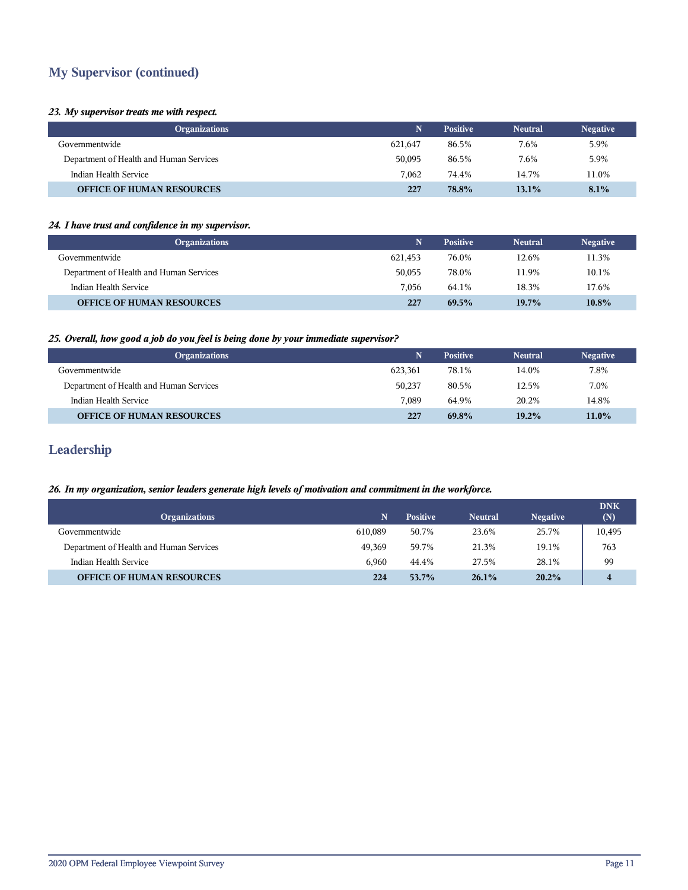## My Supervisor (continued)

*23. My supervisor treats me with respect.*

| Organizations | N | Positive | Neutral | Negative |
|---|---|---|---|---|
| Governmentwide | 621,647 | 86.5% | 7.6% | 5.9% |
| Department of Health and Human Services | 50,095 | 86.5% | 7.6% | 5.9% |
| Indian Health Service | 7,062 | 74.4% | 14.7% | 11.0% |
| **OFFICE OF HUMAN RESOURCES** | **227** | **78.8%** | **13.1%** | **8.1%** |

*24. I have trust and confidence in my supervisor.*

| Organizations | N | Positive | Neutral | Negative |
|---|---|---|---|---|
| Governmentwide | 621,453 | 76.0% | 12.6% | 11.3% |
| Department of Health and Human Services | 50,055 | 78.0% | 11.9% | 10.1% |
| Indian Health Service | 7,056 | 64.1% | 18.3% | 17.6% |
| **OFFICE OF HUMAN RESOURCES** | **227** | **69.5%** | **19.7%** | **10.8%** |

*25. Overall, how good a job do you feel is being done by your immediate supervisor?*

| Organizations | N | Positive | Neutral | Negative |
|---|---|---|---|---|
| Governmentwide | 623,361 | 78.1% | 14.0% | 7.8% |
| Department of Health and Human Services | 50,237 | 80.5% | 12.5% | 7.0% |
| Indian Health Service | 7,089 | 64.9% | 20.2% | 14.8% |
| **OFFICE OF HUMAN RESOURCES** | **227** | **69.8%** | **19.2%** | **11.0%** |

## Leadership

*26. In my organization, senior leaders generate high levels of motivation and commitment in the workforce.*

| Organizations | N | Positive | Neutral | Negative | DNK (N) |
|---|---|---|---|---|---|
| Governmentwide | 610,089 | 50.7% | 23.6% | 25.7% | 10,495 |
| Department of Health and Human Services | 49,369 | 59.7% | 21.3% | 19.1% | 763 |
| Indian Health Service | 6,960 | 44.4% | 27.5% | 28.1% | 99 |
| **OFFICE OF HUMAN RESOURCES** | **224** | **53.7%** | **26.1%** | **20.2%** | **4** |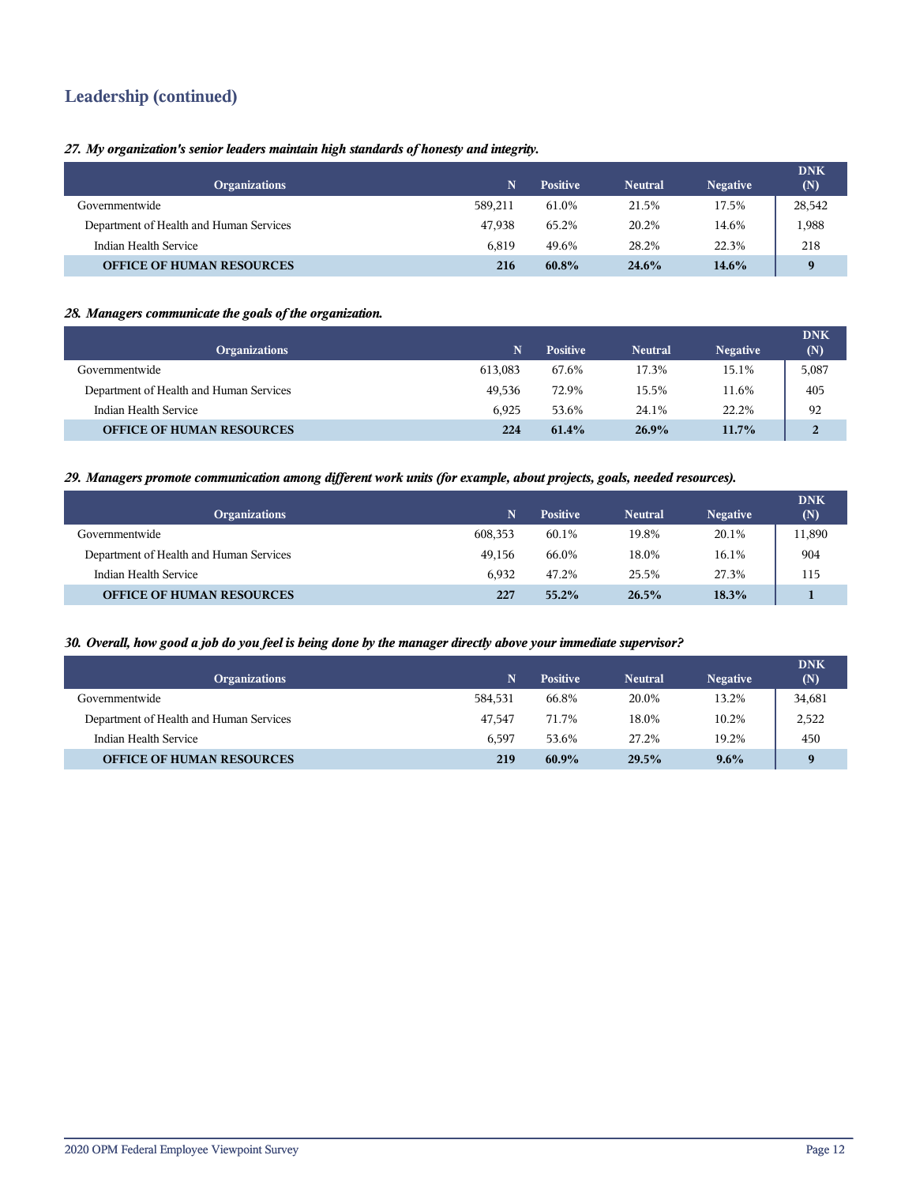## Leadership (continued)

***27. My organization's senior leaders maintain high standards of honesty and integrity.***

| Organizations | N | Positive | Neutral | Negative | DNK (N) |
|---|---|---|---|---|---|
| Governmentwide | 589,211 | 61.0% | 21.5% | 17.5% | 28,542 |
| Department of Health and Human Services | 47,938 | 65.2% | 20.2% | 14.6% | 1,988 |
| Indian Health Service | 6,819 | 49.6% | 28.2% | 22.3% | 218 |
| **OFFICE OF HUMAN RESOURCES** | **216** | **60.8%** | **24.6%** | **14.6%** | **9** |

***28. Managers communicate the goals of the organization.***

| Organizations | N | Positive | Neutral | Negative | DNK (N) |
|---|---|---|---|---|---|
| Governmentwide | 613,083 | 67.6% | 17.3% | 15.1% | 5,087 |
| Department of Health and Human Services | 49,536 | 72.9% | 15.5% | 11.6% | 405 |
| Indian Health Service | 6,925 | 53.6% | 24.1% | 22.2% | 92 |
| **OFFICE OF HUMAN RESOURCES** | **224** | **61.4%** | **26.9%** | **11.7%** | **2** |

***29. Managers promote communication among different work units (for example, about projects, goals, needed resources).***

| Organizations | N | Positive | Neutral | Negative | DNK (N) |
|---|---|---|---|---|---|
| Governmentwide | 608,353 | 60.1% | 19.8% | 20.1% | 11,890 |
| Department of Health and Human Services | 49,156 | 66.0% | 18.0% | 16.1% | 904 |
| Indian Health Service | 6,932 | 47.2% | 25.5% | 27.3% | 115 |
| **OFFICE OF HUMAN RESOURCES** | **227** | **55.2%** | **26.5%** | **18.3%** | **1** |

***30. Overall, how good a job do you feel is being done by the manager directly above your immediate supervisor?***

| Organizations | N | Positive | Neutral | Negative | DNK (N) |
|---|---|---|---|---|---|
| Governmentwide | 584,531 | 66.8% | 20.0% | 13.2% | 34,681 |
| Department of Health and Human Services | 47,547 | 71.7% | 18.0% | 10.2% | 2,522 |
| Indian Health Service | 6,597 | 53.6% | 27.2% | 19.2% | 450 |
| **OFFICE OF HUMAN RESOURCES** | **219** | **60.9%** | **29.5%** | **9.6%** | **9** |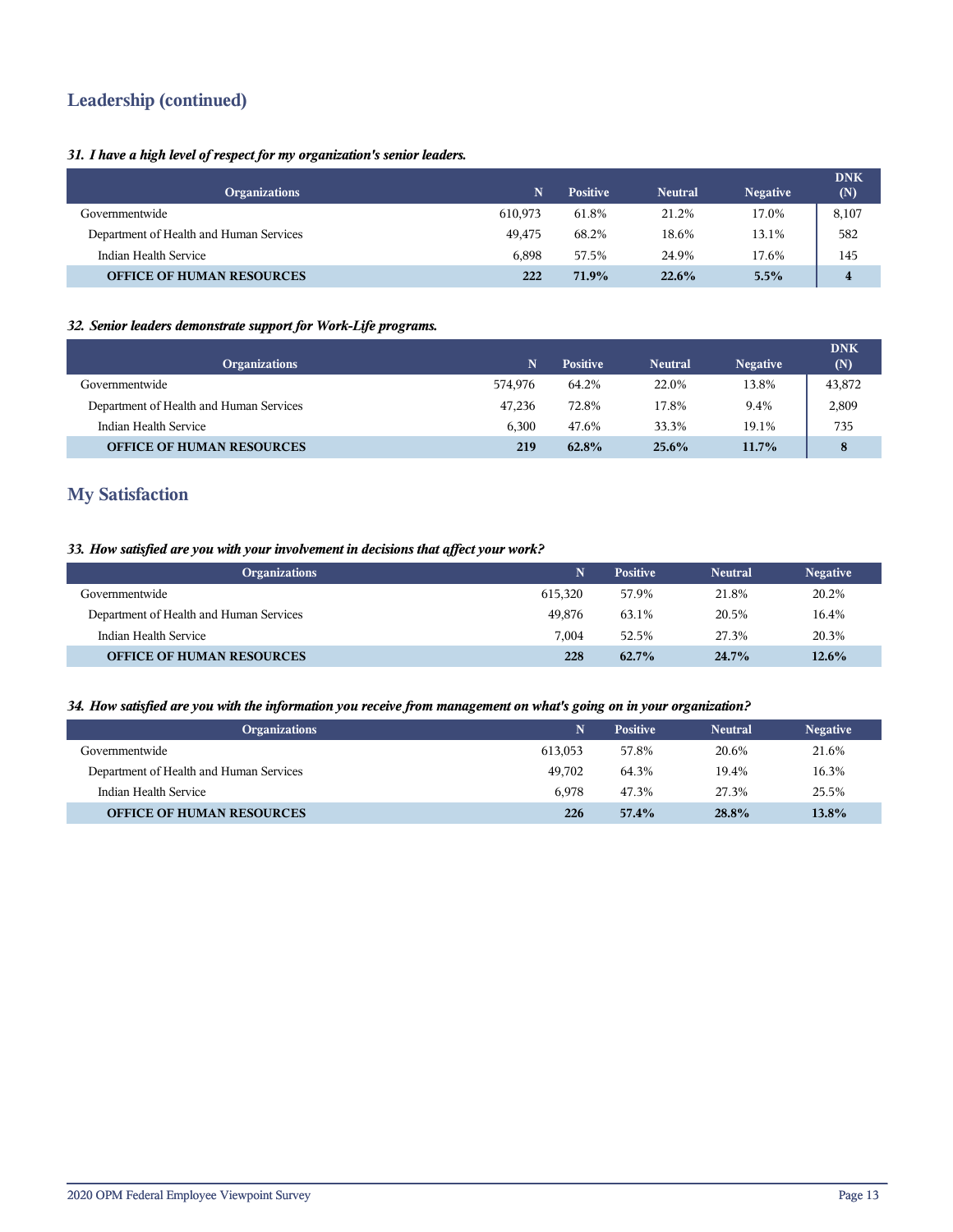## Leadership (continued)

***31. I have a high level of respect for my organization's senior leaders.***

| Organizations | N | Positive | Neutral | Negative | DNK (N) |
|---|---|---|---|---|---|
| Governmentwide | 610,973 | 61.8% | 21.2% | 17.0% | 8,107 |
| Department of Health and Human Services | 49,475 | 68.2% | 18.6% | 13.1% | 582 |
| Indian Health Service | 6,898 | 57.5% | 24.9% | 17.6% | 145 |
| **OFFICE OF HUMAN RESOURCES** | **222** | **71.9%** | **22.6%** | **5.5%** | **4** |

***32. Senior leaders demonstrate support for Work-Life programs.***

| Organizations | N | Positive | Neutral | Negative | DNK (N) |
|---|---|---|---|---|---|
| Governmentwide | 574,976 | 64.2% | 22.0% | 13.8% | 43,872 |
| Department of Health and Human Services | 47,236 | 72.8% | 17.8% | 9.4% | 2,809 |
| Indian Health Service | 6,300 | 47.6% | 33.3% | 19.1% | 735 |
| **OFFICE OF HUMAN RESOURCES** | **219** | **62.8%** | **25.6%** | **11.7%** | **8** |

## My Satisfaction

***33. How satisfied are you with your involvement in decisions that affect your work?***

| Organizations | N | Positive | Neutral | Negative |
|---|---|---|---|---|
| Governmentwide | 615,320 | 57.9% | 21.8% | 20.2% |
| Department of Health and Human Services | 49,876 | 63.1% | 20.5% | 16.4% |
| Indian Health Service | 7,004 | 52.5% | 27.3% | 20.3% |
| **OFFICE OF HUMAN RESOURCES** | **228** | **62.7%** | **24.7%** | **12.6%** |

***34. How satisfied are you with the information you receive from management on what's going on in your organization?***

| Organizations | N | Positive | Neutral | Negative |
|---|---|---|---|---|
| Governmentwide | 613,053 | 57.8% | 20.6% | 21.6% |
| Department of Health and Human Services | 49,702 | 64.3% | 19.4% | 16.3% |
| Indian Health Service | 6,978 | 47.3% | 27.3% | 25.5% |
| **OFFICE OF HUMAN RESOURCES** | **226** | **57.4%** | **28.8%** | **13.8%** |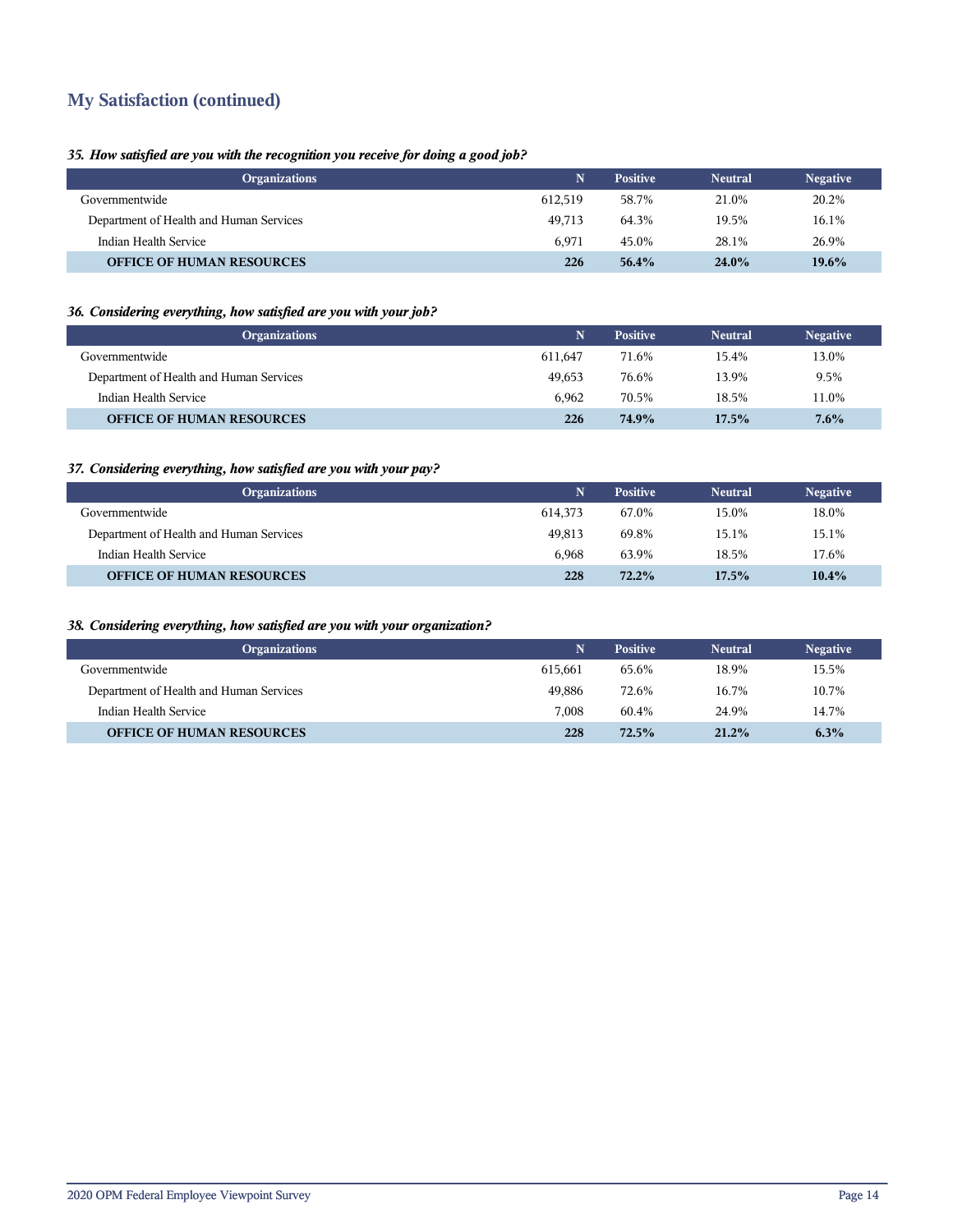## My Satisfaction (continued)

***35. How satisfied are you with the recognition you receive for doing a good job?***

| Organizations | N | Positive | Neutral | Negative |
|---|---|---|---|---|
| Governmentwide | 612,519 | 58.7% | 21.0% | 20.2% |
| Department of Health and Human Services | 49,713 | 64.3% | 19.5% | 16.1% |
| Indian Health Service | 6,971 | 45.0% | 28.1% | 26.9% |
| **OFFICE OF HUMAN RESOURCES** | **226** | **56.4%** | **24.0%** | **19.6%** |

***36. Considering everything, how satisfied are you with your job?***

| Organizations | N | Positive | Neutral | Negative |
|---|---|---|---|---|
| Governmentwide | 611,647 | 71.6% | 15.4% | 13.0% |
| Department of Health and Human Services | 49,653 | 76.6% | 13.9% | 9.5% |
| Indian Health Service | 6,962 | 70.5% | 18.5% | 11.0% |
| **OFFICE OF HUMAN RESOURCES** | **226** | **74.9%** | **17.5%** | **7.6%** |

***37. Considering everything, how satisfied are you with your pay?***

| Organizations | N | Positive | Neutral | Negative |
|---|---|---|---|---|
| Governmentwide | 614,373 | 67.0% | 15.0% | 18.0% |
| Department of Health and Human Services | 49,813 | 69.8% | 15.1% | 15.1% |
| Indian Health Service | 6,968 | 63.9% | 18.5% | 17.6% |
| **OFFICE OF HUMAN RESOURCES** | **228** | **72.2%** | **17.5%** | **10.4%** |

***38. Considering everything, how satisfied are you with your organization?***

| Organizations | N | Positive | Neutral | Negative |
|---|---|---|---|---|
| Governmentwide | 615,661 | 65.6% | 18.9% | 15.5% |
| Department of Health and Human Services | 49,886 | 72.6% | 16.7% | 10.7% |
| Indian Health Service | 7,008 | 60.4% | 24.9% | 14.7% |
| **OFFICE OF HUMAN RESOURCES** | **228** | **72.5%** | **21.2%** | **6.3%** |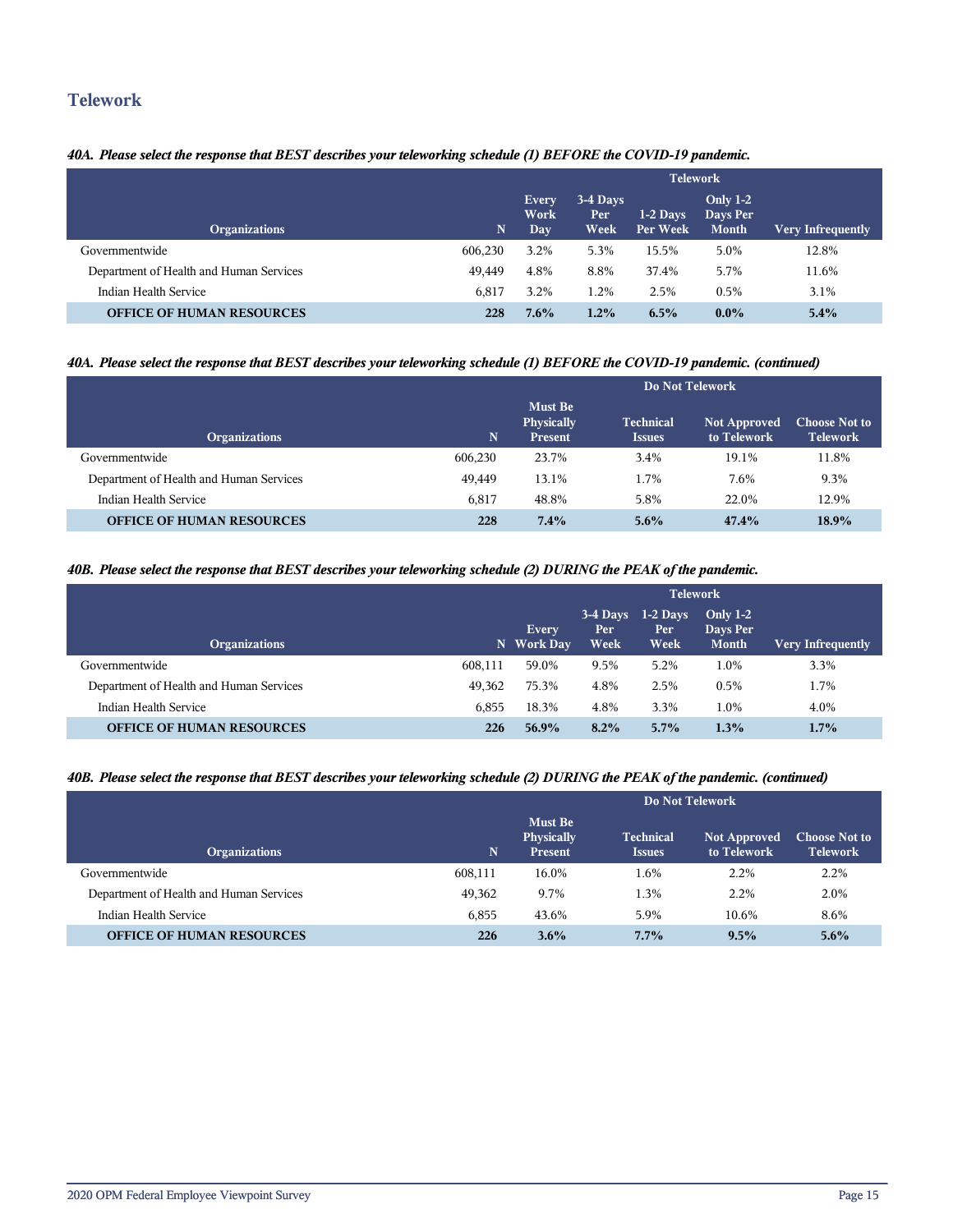## Telework

***40A. Please select the response that BEST describes your teleworking schedule (1) BEFORE the COVID-19 pandemic.***

| Organizations | N | Telework | | | | |
|---|---|---|---|---|---|---|
| | | Every Work Day | 3-4 Days Per Week | 1-2 Days Per Week | Only 1-2 Days Per Month | Very Infrequently |
| Governmentwide | 606,230 | 3.2% | 5.3% | 15.5% | 5.0% | 12.8% |
| Department of Health and Human Services | 49,449 | 4.8% | 8.8% | 37.4% | 5.7% | 11.6% |
| Indian Health Service | 6,817 | 3.2% | 1.2% | 2.5% | 0.5% | 3.1% |
| **OFFICE OF HUMAN RESOURCES** | **228** | **7.6%** | **1.2%** | **6.5%** | **0.0%** | **5.4%** |

***40A. Please select the response that BEST describes your teleworking schedule (1) BEFORE the COVID-19 pandemic. (continued)***

| Organizations | N | Do Not Telework | | | |
|---|---|---|---|---|---|
| | | Must Be Physically Present | Technical Issues | Not Approved to Telework | Choose Not to Telework |
| Governmentwide | 606,230 | 23.7% | 3.4% | 19.1% | 11.8% |
| Department of Health and Human Services | 49,449 | 13.1% | 1.7% | 7.6% | 9.3% |
| Indian Health Service | 6,817 | 48.8% | 5.8% | 22.0% | 12.9% |
| **OFFICE OF HUMAN RESOURCES** | **228** | **7.4%** | **5.6%** | **47.4%** | **18.9%** |

***40B. Please select the response that BEST describes your teleworking schedule (2) DURING the PEAK of the pandemic.***

| Organizations | N | Telework | | | | |
|---|---|---|---|---|---|---|
| | | Every Work Day | 3-4 Days Per Week | 1-2 Days Per Week | Only 1-2 Days Per Month | Very Infrequently |
| Governmentwide | 608,111 | 59.0% | 9.5% | 5.2% | 1.0% | 3.3% |
| Department of Health and Human Services | 49,362 | 75.3% | 4.8% | 2.5% | 0.5% | 1.7% |
| Indian Health Service | 6,855 | 18.3% | 4.8% | 3.3% | 1.0% | 4.0% |
| **OFFICE OF HUMAN RESOURCES** | **226** | **56.9%** | **8.2%** | **5.7%** | **1.3%** | **1.7%** |

***40B. Please select the response that BEST describes your teleworking schedule (2) DURING the PEAK of the pandemic. (continued)***

| Organizations | N | Do Not Telework | | | |
|---|---|---|---|---|---|
| | | Must Be Physically Present | Technical Issues | Not Approved to Telework | Choose Not to Telework |
| Governmentwide | 608,111 | 16.0% | 1.6% | 2.2% | 2.2% |
| Department of Health and Human Services | 49,362 | 9.7% | 1.3% | 2.2% | 2.0% |
| Indian Health Service | 6,855 | 43.6% | 5.9% | 10.6% | 8.6% |
| **OFFICE OF HUMAN RESOURCES** | **226** | **3.6%** | **7.7%** | **9.5%** | **5.6%** |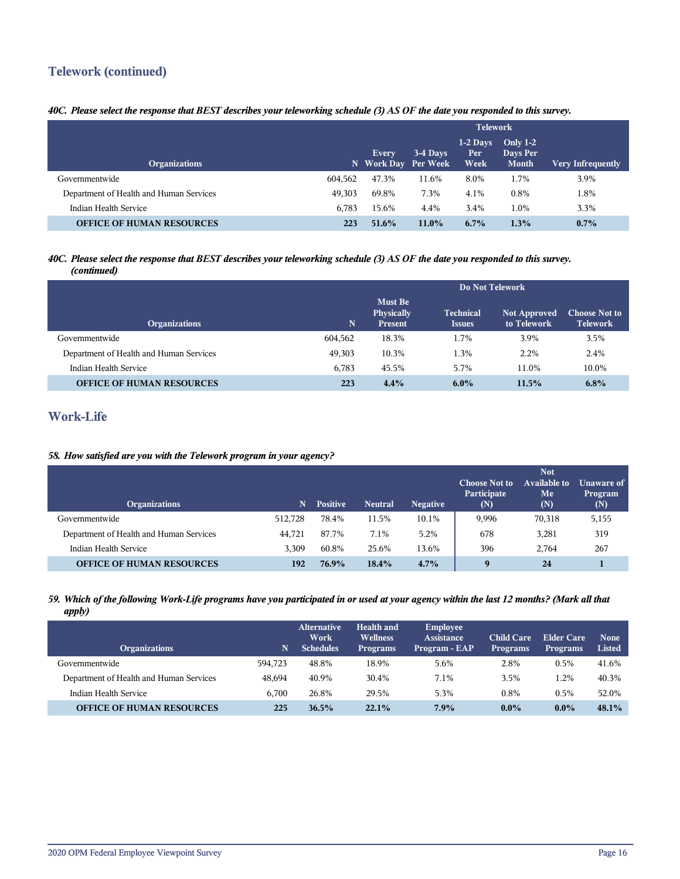## Telework (continued)

*40C. Please select the response that BEST describes your teleworking schedule (3) AS OF the date you responded to this survey.*

| Organizations | N | Telework | | | | |
|---|---|---|---|---|---|---|
| | | Every Work Day | 3-4 Days Per Week | 1-2 Days Per Week | Only 1-2 Days Per Month | Very Infrequently |
| Governmentwide | 604,562 | 47.3% | 11.6% | 8.0% | 1.7% | 3.9% |
| Department of Health and Human Services | 49,303 | 69.8% | 7.3% | 4.1% | 0.8% | 1.8% |
| Indian Health Service | 6,783 | 15.6% | 4.4% | 3.4% | 1.0% | 3.3% |
| **OFFICE OF HUMAN RESOURCES** | **223** | **51.6%** | **11.0%** | **6.7%** | **1.3%** | **0.7%** |

*40C. Please select the response that BEST describes your teleworking schedule (3) AS OF the date you responded to this survey. (continued)*

| Organizations | N | Do Not Telework | | | |
|---|---|---|---|---|---|
| | | Must Be Physically Present | Technical Issues | Not Approved to Telework | Choose Not to Telework |
| Governmentwide | 604,562 | 18.3% | 1.7% | 3.9% | 3.5% |
| Department of Health and Human Services | 49,303 | 10.3% | 1.3% | 2.2% | 2.4% |
| Indian Health Service | 6,783 | 45.5% | 5.7% | 11.0% | 10.0% |
| **OFFICE OF HUMAN RESOURCES** | **223** | **4.4%** | **6.0%** | **11.5%** | **6.8%** |

## Work-Life

*58. How satisfied are you with the Telework program in your agency?*

| Organizations | N | Positive | Neutral | Negative | Choose Not to Participate (N) | Not Available to Me (N) | Unaware of Program (N) |
|---|---|---|---|---|---|---|---|
| Governmentwide | 512,728 | 78.4% | 11.5% | 10.1% | 9,996 | 70,318 | 5,155 |
| Department of Health and Human Services | 44,721 | 87.7% | 7.1% | 5.2% | 678 | 3,281 | 319 |
| Indian Health Service | 3,309 | 60.8% | 25.6% | 13.6% | 396 | 2,764 | 267 |
| **OFFICE OF HUMAN RESOURCES** | **192** | **76.9%** | **18.4%** | **4.7%** | **9** | **24** | **1** |

*59. Which of the following Work-Life programs have you participated in or used at your agency within the last 12 months? (Mark all that apply)*

| Organizations | N | Alternative Work Schedules | Health and Wellness Programs | Employee Assistance Program - EAP | Child Care Programs | Elder Care Programs | None Listed |
|---|---|---|---|---|---|---|---|
| Governmentwide | 594,723 | 48.8% | 18.9% | 5.6% | 2.8% | 0.5% | 41.6% |
| Department of Health and Human Services | 48,694 | 40.9% | 30.4% | 7.1% | 3.5% | 1.2% | 40.3% |
| Indian Health Service | 6,700 | 26.8% | 29.5% | 5.3% | 0.8% | 0.5% | 52.0% |
| **OFFICE OF HUMAN RESOURCES** | **225** | **36.5%** | **22.1%** | **7.9%** | **0.0%** | **0.0%** | **48.1%** |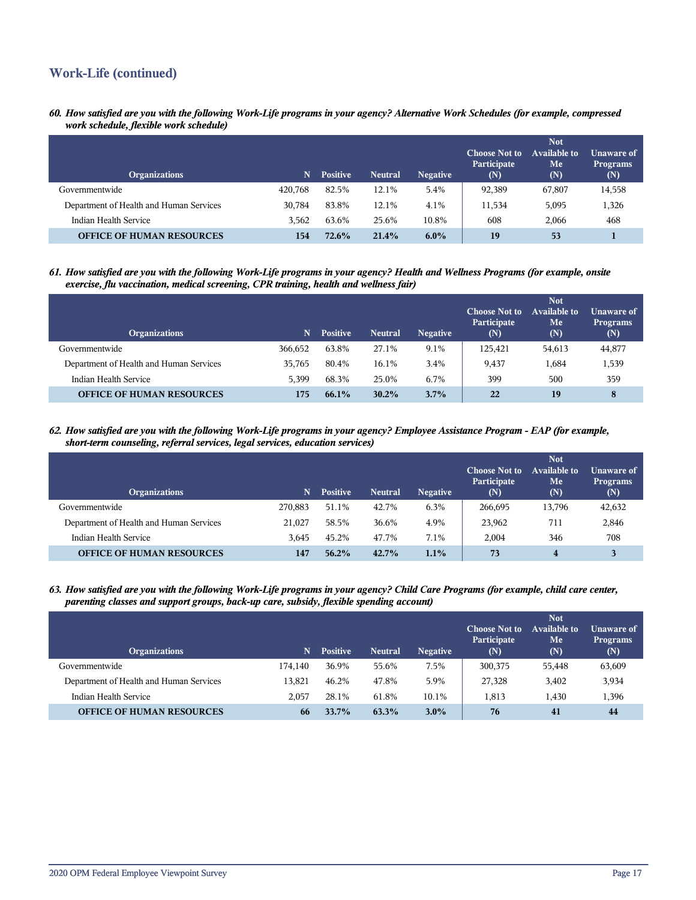## Work-Life (continued)

***60. How satisfied are you with the following Work-Life programs in your agency? Alternative Work Schedules (for example, compressed work schedule, flexible work schedule)***

| Organizations | N | Positive | Neutral | Negative | Choose Not to Participate (N) | Not Available to Me (N) | Unaware of Programs (N) |
|---|---|---|---|---|---|---|---|
| Governmentwide | 420,768 | 82.5% | 12.1% | 5.4% | 92,389 | 67,807 | 14,558 |
| Department of Health and Human Services | 30,784 | 83.8% | 12.1% | 4.1% | 11,534 | 5,095 | 1,326 |
| Indian Health Service | 3,562 | 63.6% | 25.6% | 10.8% | 608 | 2,066 | 468 |
| **OFFICE OF HUMAN RESOURCES** | **154** | **72.6%** | **21.4%** | **6.0%** | **19** | **53** | **1** |

***61. How satisfied are you with the following Work-Life programs in your agency? Health and Wellness Programs (for example, onsite exercise, flu vaccination, medical screening, CPR training, health and wellness fair)***

| Organizations | N | Positive | Neutral | Negative | Choose Not to Participate (N) | Not Available to Me (N) | Unaware of Programs (N) |
|---|---|---|---|---|---|---|---|
| Governmentwide | 366,652 | 63.8% | 27.1% | 9.1% | 125,421 | 54,613 | 44,877 |
| Department of Health and Human Services | 35,765 | 80.4% | 16.1% | 3.4% | 9,437 | 1,684 | 1,539 |
| Indian Health Service | 5,399 | 68.3% | 25.0% | 6.7% | 399 | 500 | 359 |
| **OFFICE OF HUMAN RESOURCES** | **175** | **66.1%** | **30.2%** | **3.7%** | **22** | **19** | **8** |

***62. How satisfied are you with the following Work-Life programs in your agency? Employee Assistance Program - EAP (for example, short-term counseling, referral services, legal services, education services)***

| Organizations | N | Positive | Neutral | Negative | Choose Not to Participate (N) | Not Available to Me (N) | Unaware of Programs (N) |
|---|---|---|---|---|---|---|---|
| Governmentwide | 270,883 | 51.1% | 42.7% | 6.3% | 266,695 | 13,796 | 42,632 |
| Department of Health and Human Services | 21,027 | 58.5% | 36.6% | 4.9% | 23,962 | 711 | 2,846 |
| Indian Health Service | 3,645 | 45.2% | 47.7% | 7.1% | 2,004 | 346 | 708 |
| **OFFICE OF HUMAN RESOURCES** | **147** | **56.2%** | **42.7%** | **1.1%** | **73** | **4** | **3** |

***63. How satisfied are you with the following Work-Life programs in your agency? Child Care Programs (for example, child care center, parenting classes and support groups, back-up care, subsidy, flexible spending account)***

| Organizations | N | Positive | Neutral | Negative | Choose Not to Participate (N) | Not Available to Me (N) | Unaware of Programs (N) |
|---|---|---|---|---|---|---|---|
| Governmentwide | 174,140 | 36.9% | 55.6% | 7.5% | 300,375 | 55,448 | 63,609 |
| Department of Health and Human Services | 13,821 | 46.2% | 47.8% | 5.9% | 27,328 | 3,402 | 3,934 |
| Indian Health Service | 2,057 | 28.1% | 61.8% | 10.1% | 1,813 | 1,430 | 1,396 |
| **OFFICE OF HUMAN RESOURCES** | **66** | **33.7%** | **63.3%** | **3.0%** | **76** | **41** | **44** |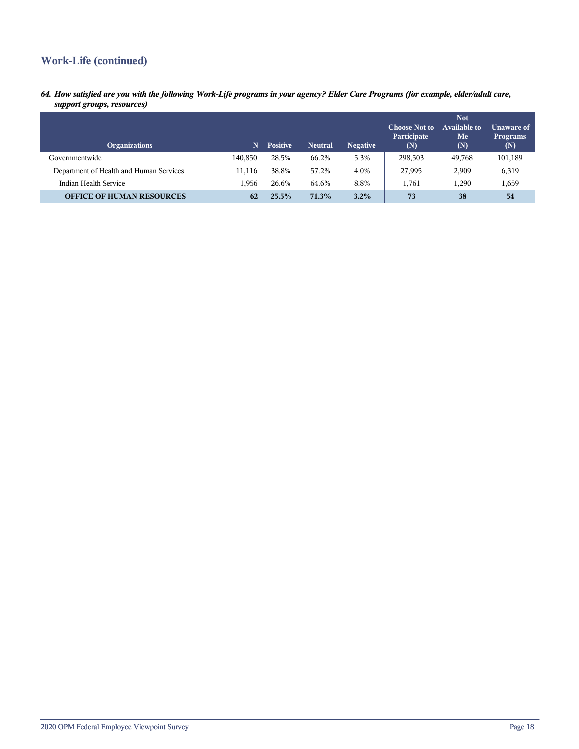## Work-Life (continued)

***64. How satisfied are you with the following Work-Life programs in your agency? Elder Care Programs (for example, elder/adult care, support groups, resources)***

| Organizations | N | Positive | Neutral | Negative | Choose Not to Participate (N) | Not Available to Me (N) | Unaware of Programs (N) |
|---|---|---|---|---|---|---|---|
| Governmentwide | 140,850 | 28.5% | 66.2% | 5.3% | 298,503 | 49,768 | 101,189 |
| Department of Health and Human Services | 11,116 | 38.8% | 57.2% | 4.0% | 27,995 | 2,909 | 6,319 |
| Indian Health Service | 1,956 | 26.6% | 64.6% | 8.8% | 1,761 | 1,290 | 1,659 |
| **OFFICE OF HUMAN RESOURCES** | **62** | **25.5%** | **71.3%** | **3.2%** | **73** | **38** | **54** |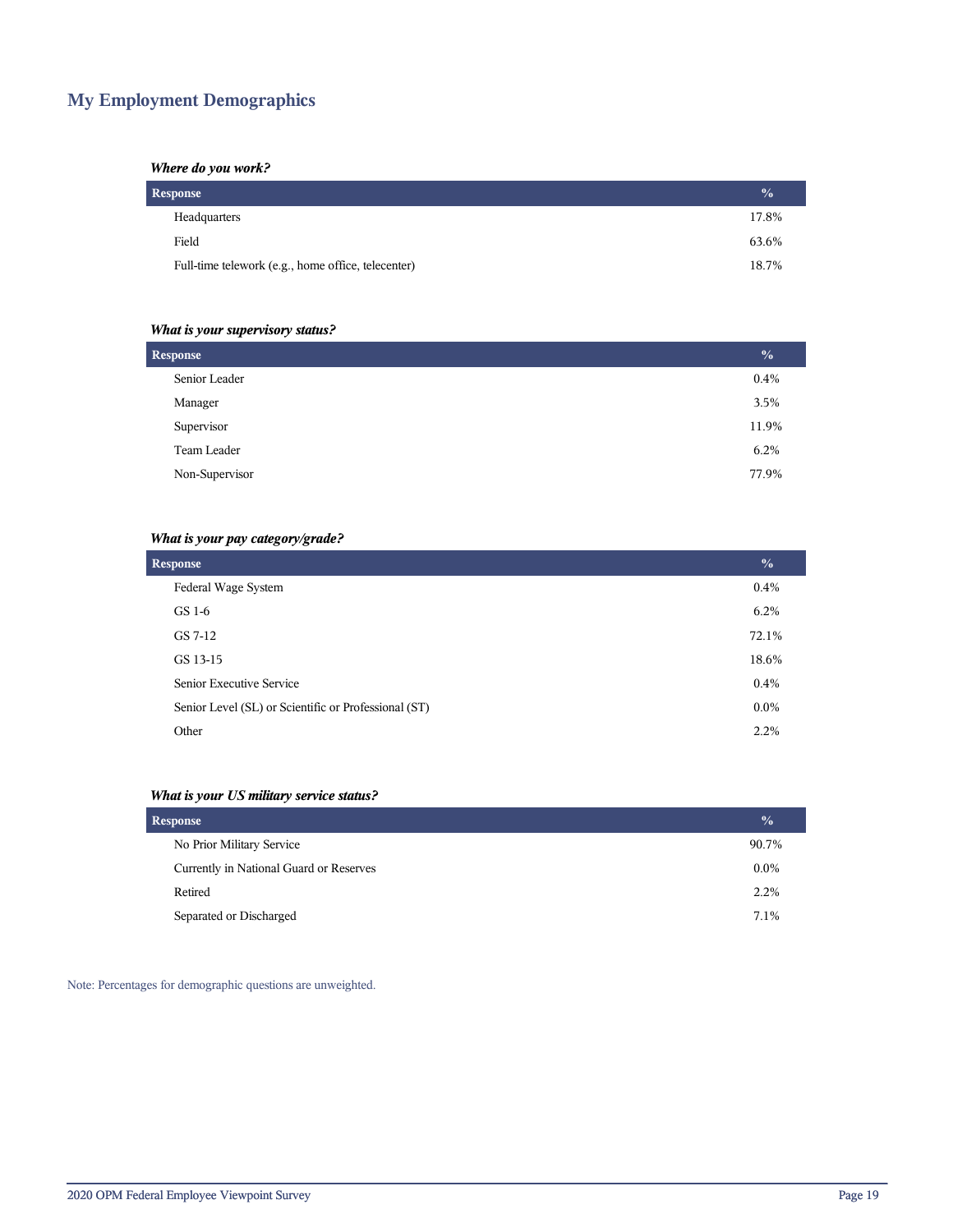## My Employment Demographics

***Where do you work?***

| Response | % |
|---|---|
| Headquarters | 17.8% |
| Field | 63.6% |
| Full-time telework (e.g., home office, telecenter) | 18.7% |

***What is your supervisory status?***

| Response | % |
|---|---|
| Senior Leader | 0.4% |
| Manager | 3.5% |
| Supervisor | 11.9% |
| Team Leader | 6.2% |
| Non-Supervisor | 77.9% |

***What is your pay category/grade?***

| Response | % |
|---|---|
| Federal Wage System | 0.4% |
| GS 1-6 | 6.2% |
| GS 7-12 | 72.1% |
| GS 13-15 | 18.6% |
| Senior Executive Service | 0.4% |
| Senior Level (SL) or Scientific or Professional (ST) | 0.0% |
| Other | 2.2% |

***What is your US military service status?***

| Response | % |
|---|---|
| No Prior Military Service | 90.7% |
| Currently in National Guard or Reserves | 0.0% |
| Retired | 2.2% |
| Separated or Discharged | 7.1% |

Note: Percentages for demographic questions are unweighted.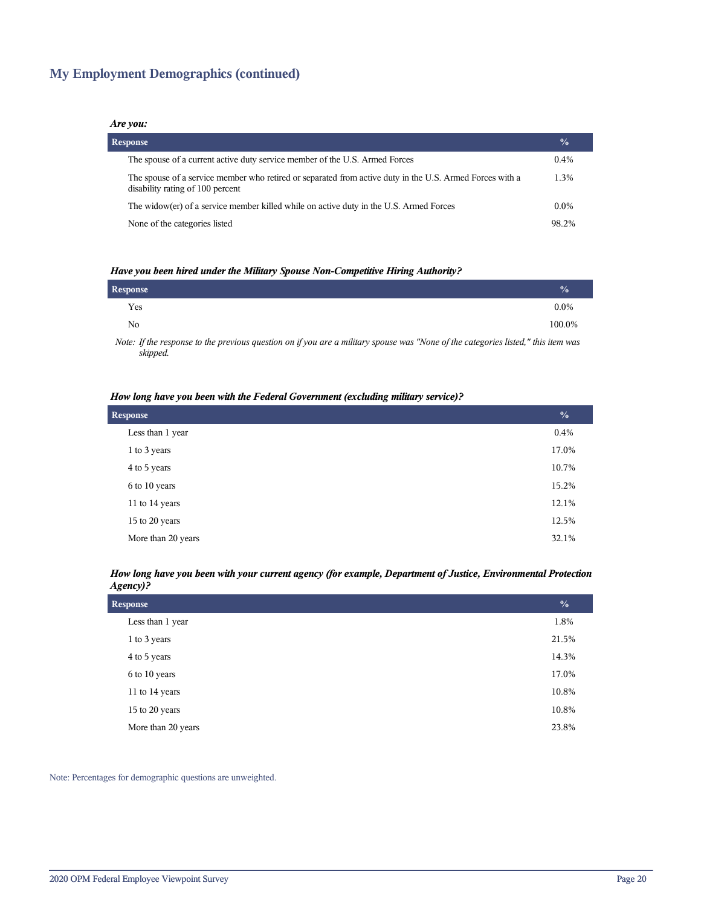## My Employment Demographics (continued)

***Are you:***

| Response | % |
|---|---|
| The spouse of a current active duty service member of the U.S. Armed Forces | 0.4% |
| The spouse of a service member who retired or separated from active duty in the U.S. Armed Forces with a disability rating of 100 percent | 1.3% |
| The widow(er) of a service member killed while on active duty in the U.S. Armed Forces | 0.0% |
| None of the categories listed | 98.2% |

***Have you been hired under the Military Spouse Non-Competitive Hiring Authority?***

| Response | % |
|---|---|
| Yes | 0.0% |
| No | 100.0% |

*Note: If the response to the previous question on if you are a military spouse was "None of the categories listed," this item was skipped.*

***How long have you been with the Federal Government (excluding military service)?***

| Response | % |
|---|---|
| Less than 1 year | 0.4% |
| 1 to 3 years | 17.0% |
| 4 to 5 years | 10.7% |
| 6 to 10 years | 15.2% |
| 11 to 14 years | 12.1% |
| 15 to 20 years | 12.5% |
| More than 20 years | 32.1% |

***How long have you been with your current agency (for example, Department of Justice, Environmental Protection Agency)?***

| Response | % |
|---|---|
| Less than 1 year | 1.8% |
| 1 to 3 years | 21.5% |
| 4 to 5 years | 14.3% |
| 6 to 10 years | 17.0% |
| 11 to 14 years | 10.8% |
| 15 to 20 years | 10.8% |
| More than 20 years | 23.8% |

Note: Percentages for demographic questions are unweighted.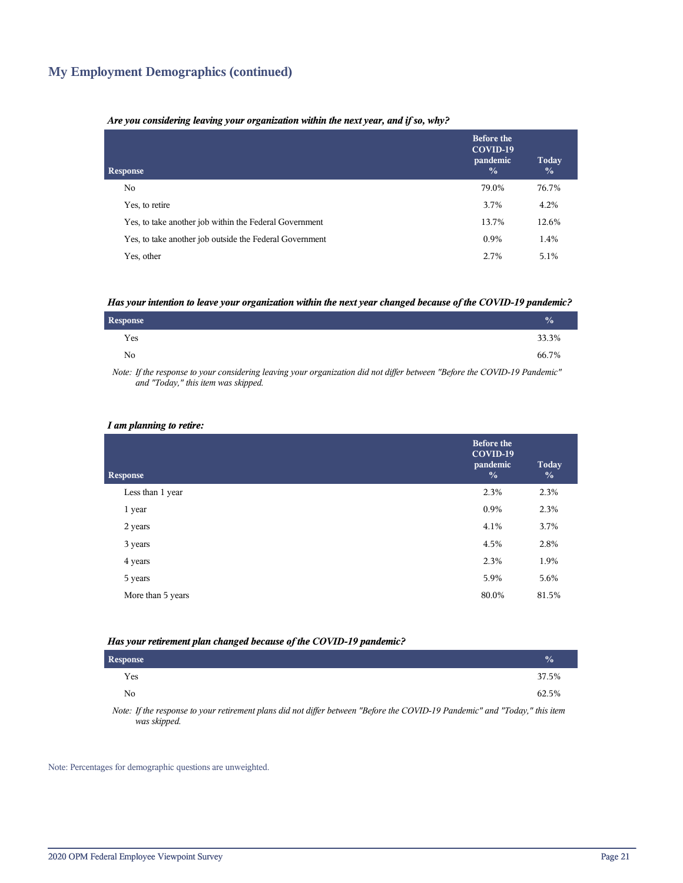## My Employment Demographics (continued)

***Are you considering leaving your organization within the next year, and if so, why?***

| Response | Before the COVID-19 pandemic % | Today % |
|---|---|---|
| No | 79.0% | 76.7% |
| Yes, to retire | 3.7% | 4.2% |
| Yes, to take another job within the Federal Government | 13.7% | 12.6% |
| Yes, to take another job outside the Federal Government | 0.9% | 1.4% |
| Yes, other | 2.7% | 5.1% |

***Has your intention to leave your organization within the next year changed because of the COVID-19 pandemic?***

| Response | % |
|---|---|
| Yes | 33.3% |
| No | 66.7% |

*Note: If the response to your considering leaving your organization did not differ between "Before the COVID-19 Pandemic" and "Today," this item was skipped.*

***I am planning to retire:***

| Response | Before the COVID-19 pandemic % | Today % |
|---|---|---|
| Less than 1 year | 2.3% | 2.3% |
| 1 year | 0.9% | 2.3% |
| 2 years | 4.1% | 3.7% |
| 3 years | 4.5% | 2.8% |
| 4 years | 2.3% | 1.9% |
| 5 years | 5.9% | 5.6% |
| More than 5 years | 80.0% | 81.5% |

***Has your retirement plan changed because of the COVID-19 pandemic?***

| Response | % |
|---|---|
| Yes | 37.5% |
| No | 62.5% |

*Note: If the response to your retirement plans did not differ between "Before the COVID-19 Pandemic" and "Today," this item was skipped.*

Note: Percentages for demographic questions are unweighted.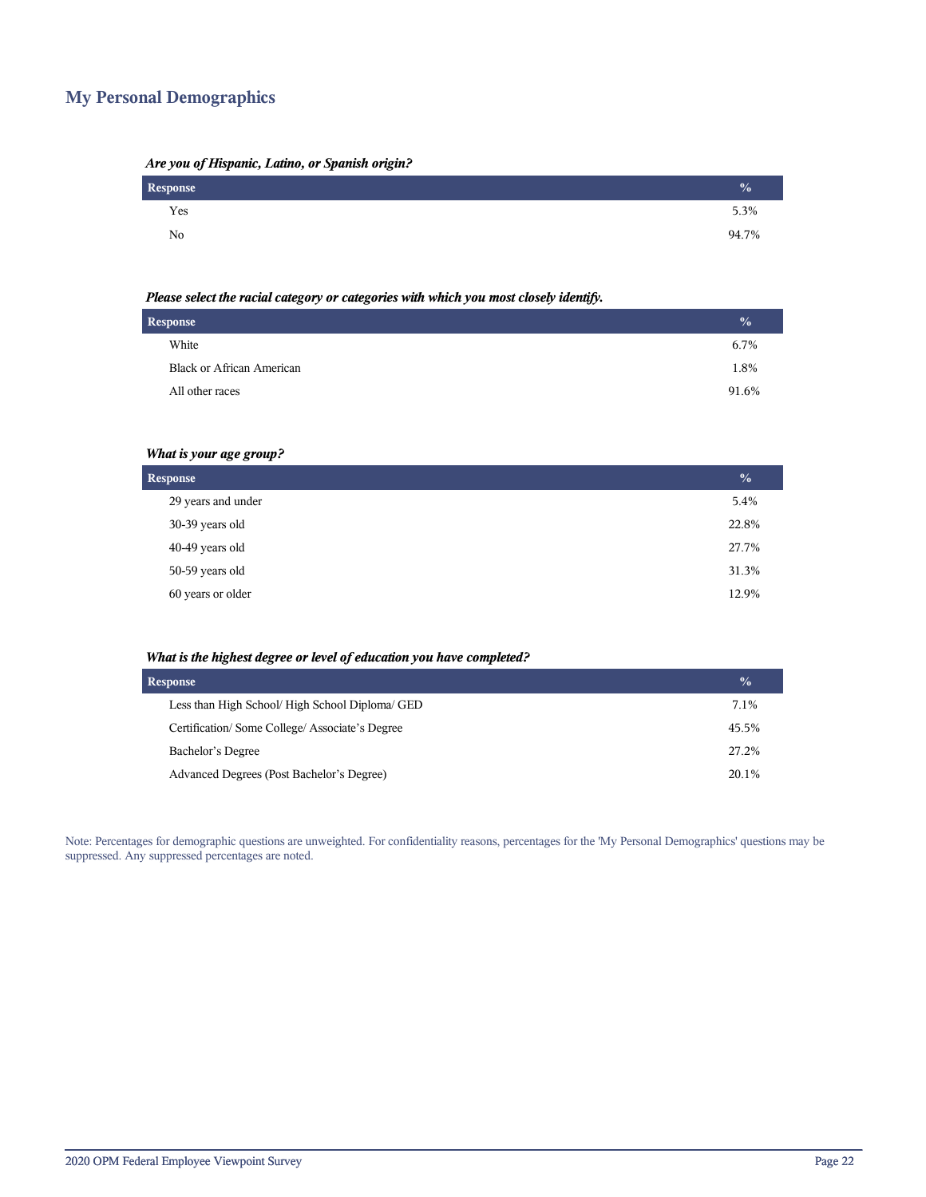## My Personal Demographics

***Are you of Hispanic, Latino, or Spanish origin?***

| Response | % |
|---|---|
| Yes | 5.3% |
| No | 94.7% |

***Please select the racial category or categories with which you most closely identify.***

| Response | % |
|---|---|
| White | 6.7% |
| Black or African American | 1.8% |
| All other races | 91.6% |

***What is your age group?***

| Response | % |
|---|---|
| 29 years and under | 5.4% |
| 30-39 years old | 22.8% |
| 40-49 years old | 27.7% |
| 50-59 years old | 31.3% |
| 60 years or older | 12.9% |

***What is the highest degree or level of education you have completed?***

| Response | % |
|---|---|
| Less than High School/ High School Diploma/ GED | 7.1% |
| Certification/ Some College/ Associate's Degree | 45.5% |
| Bachelor's Degree | 27.2% |
| Advanced Degrees (Post Bachelor's Degree) | 20.1% |

Note: Percentages for demographic questions are unweighted. For confidentiality reasons, percentages for the 'My Personal Demographics' questions may be suppressed. Any suppressed percentages are noted.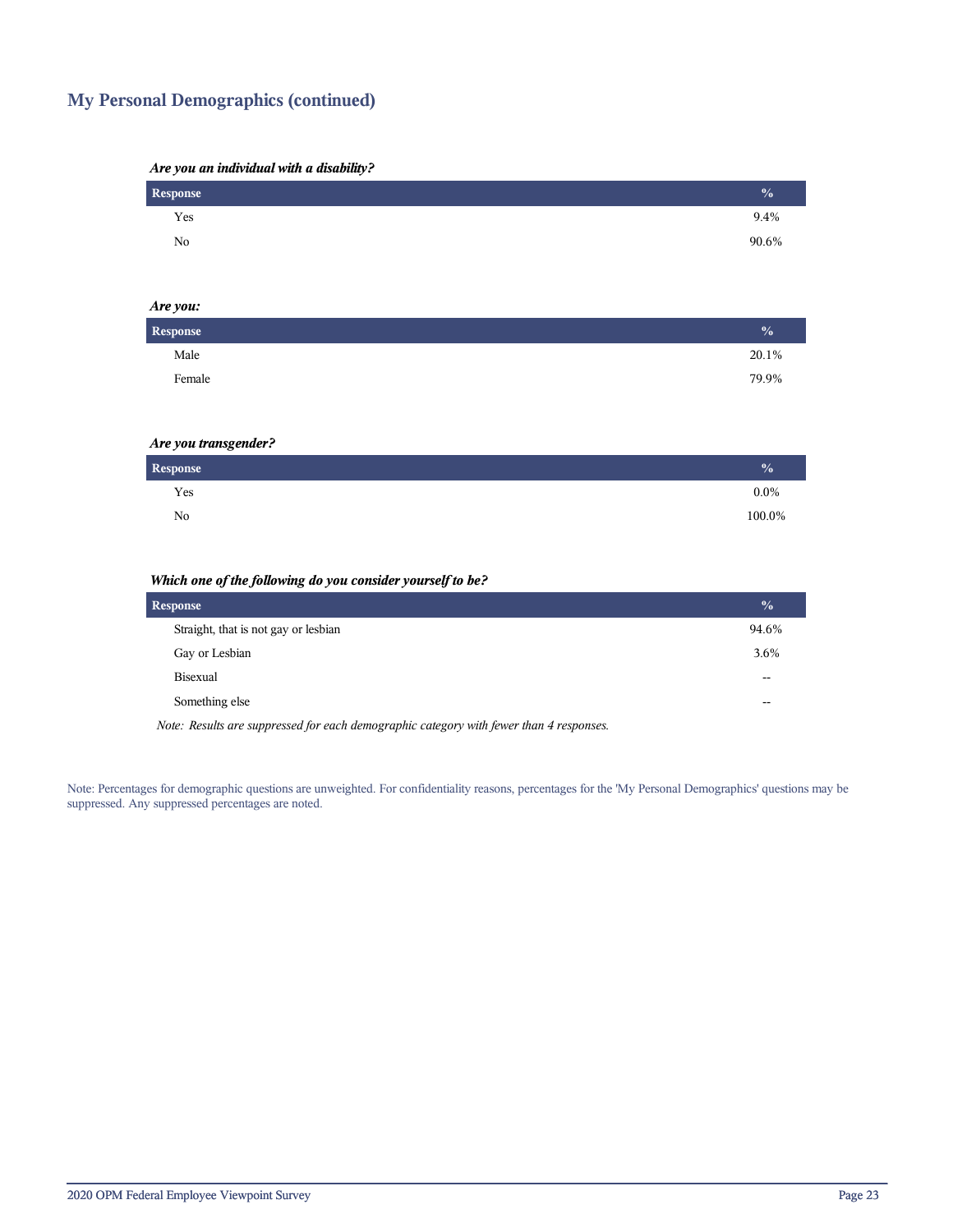## My Personal Demographics (continued)

***Are you an individual with a disability?***

| Response | % |
|---|---|
| Yes | 9.4% |
| No | 90.6% |

***Are you:***

| Response | % |
|---|---|
| Male | 20.1% |
| Female | 79.9% |

***Are you transgender?***

| Response | % |
|---|---|
| Yes | 0.0% |
| No | 100.0% |

***Which one of the following do you consider yourself to be?***

| Response | % |
|---|---|
| Straight, that is not gay or lesbian | 94.6% |
| Gay or Lesbian | 3.6% |
| Bisexual | -- |
| Something else | -- |

*Note: Results are suppressed for each demographic category with fewer than 4 responses.*

Note: Percentages for demographic questions are unweighted. For confidentiality reasons, percentages for the 'My Personal Demographics' questions may be suppressed. Any suppressed percentages are noted.